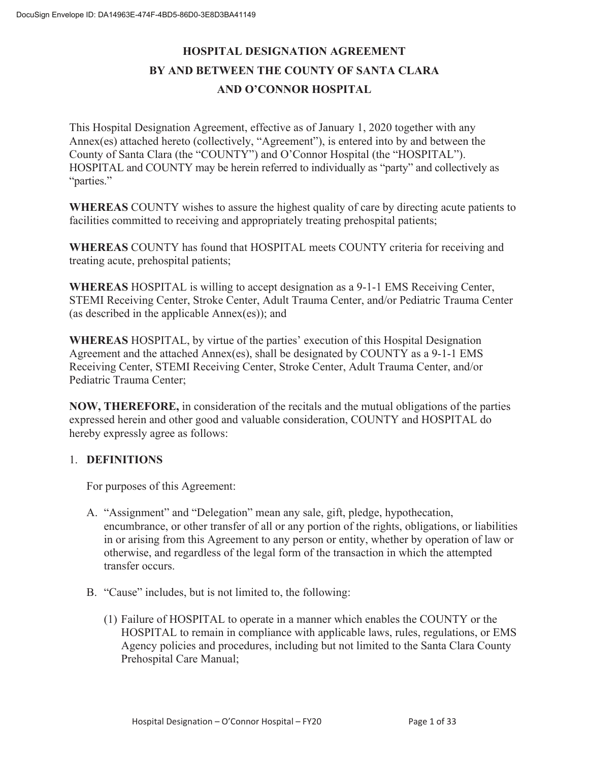# HOSPITAL DESIGNATION AGREEMENT
# BY AND BETWEEN THE COUNTY OF SANTA CLARA
# AND O'CONNOR HOSPITAL

This Hospital Designation Agreement, effective as of January 1, 2020 together with any Annex(es) attached hereto (collectively, "Agreement"), is entered into by and between the County of Santa Clara (the "COUNTY") and O'Connor Hospital (the "HOSPITAL"). HOSPITAL and COUNTY may be herein referred to individually as "party" and collectively as "parties."

**WHEREAS** COUNTY wishes to assure the highest quality of care by directing acute patients to facilities committed to receiving and appropriately treating prehospital patients;

**WHEREAS** COUNTY has found that HOSPITAL meets COUNTY criteria for receiving and treating acute, prehospital patients;

**WHEREAS** HOSPITAL is willing to accept designation as a 9-1-1 EMS Receiving Center, STEMI Receiving Center, Stroke Center, Adult Trauma Center, and/or Pediatric Trauma Center (as described in the applicable Annex(es)); and

**WHEREAS** HOSPITAL, by virtue of the parties' execution of this Hospital Designation Agreement and the attached Annex(es), shall be designated by COUNTY as a 9-1-1 EMS Receiving Center, STEMI Receiving Center, Stroke Center, Adult Trauma Center, and/or Pediatric Trauma Center;

**NOW, THEREFORE,** in consideration of the recitals and the mutual obligations of the parties expressed herein and other good and valuable consideration, COUNTY and HOSPITAL do hereby expressly agree as follows:

## 1. DEFINITIONS

For purposes of this Agreement:

A. "Assignment" and "Delegation" mean any sale, gift, pledge, hypothecation, encumbrance, or other transfer of all or any portion of the rights, obligations, or liabilities in or arising from this Agreement to any person or entity, whether by operation of law or otherwise, and regardless of the legal form of the transaction in which the attempted transfer occurs.

B. "Cause" includes, but is not limited to, the following:

   (1) Failure of HOSPITAL to operate in a manner which enables the COUNTY or the HOSPITAL to remain in compliance with applicable laws, rules, regulations, or EMS Agency policies and procedures, including but not limited to the Santa Clara County Prehospital Care Manual;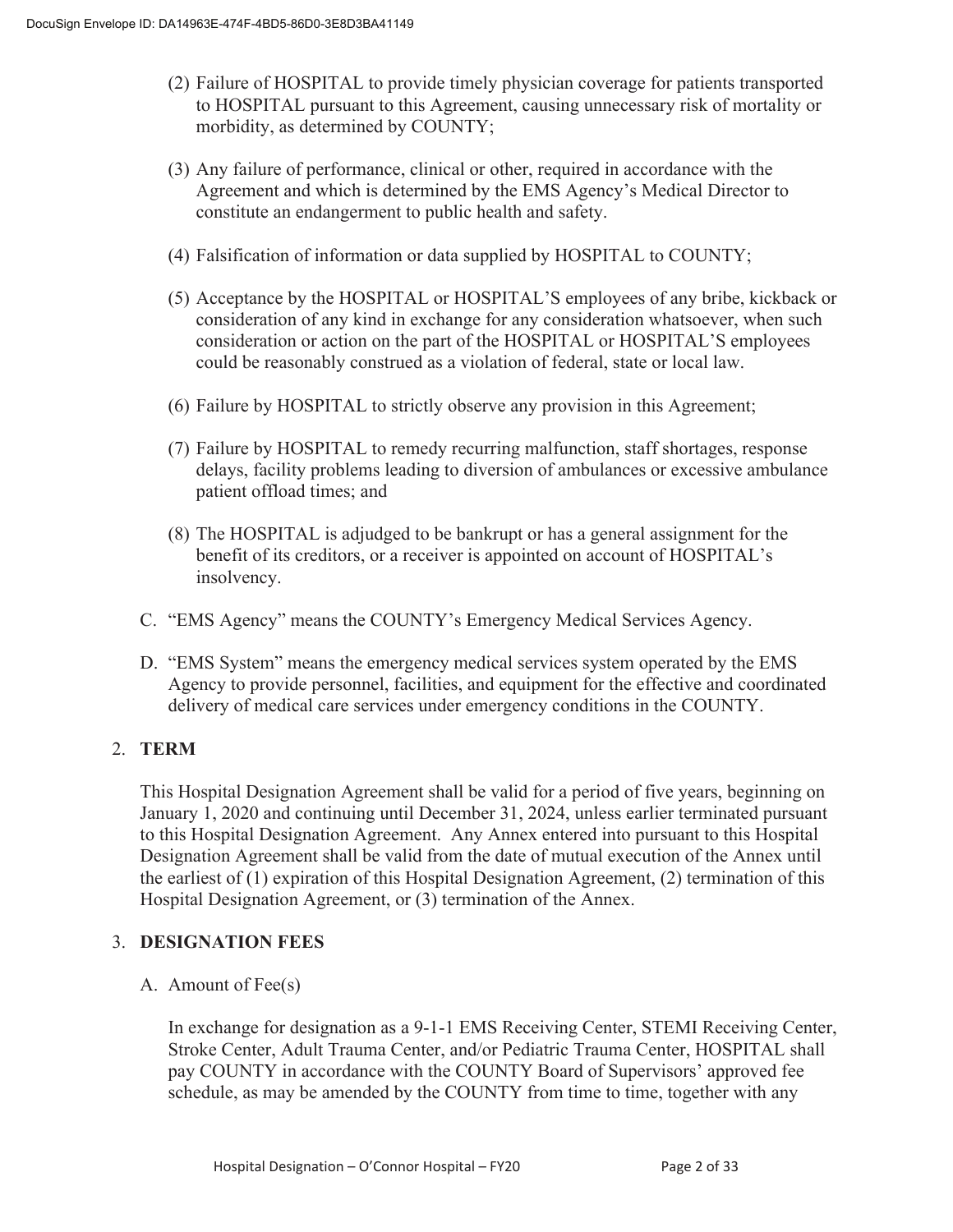(2) Failure of HOSPITAL to provide timely physician coverage for patients transported to HOSPITAL pursuant to this Agreement, causing unnecessary risk of mortality or morbidity, as determined by COUNTY;

(3) Any failure of performance, clinical or other, required in accordance with the Agreement and which is determined by the EMS Agency's Medical Director to constitute an endangerment to public health and safety.

(4) Falsification of information or data supplied by HOSPITAL to COUNTY;

(5) Acceptance by the HOSPITAL or HOSPITAL'S employees of any bribe, kickback or consideration of any kind in exchange for any consideration whatsoever, when such consideration or action on the part of the HOSPITAL or HOSPITAL'S employees could be reasonably construed as a violation of federal, state or local law.

(6) Failure by HOSPITAL to strictly observe any provision in this Agreement;

(7) Failure by HOSPITAL to remedy recurring malfunction, staff shortages, response delays, facility problems leading to diversion of ambulances or excessive ambulance patient offload times; and

(8) The HOSPITAL is adjudged to be bankrupt or has a general assignment for the benefit of its creditors, or a receiver is appointed on account of HOSPITAL's insolvency.

C. "EMS Agency" means the COUNTY's Emergency Medical Services Agency.

D. "EMS System" means the emergency medical services system operated by the EMS Agency to provide personnel, facilities, and equipment for the effective and coordinated delivery of medical care services under emergency conditions in the COUNTY.

2. **TERM**

This Hospital Designation Agreement shall be valid for a period of five years, beginning on January 1, 2020 and continuing until December 31, 2024, unless earlier terminated pursuant to this Hospital Designation Agreement. Any Annex entered into pursuant to this Hospital Designation Agreement shall be valid from the date of mutual execution of the Annex until the earliest of (1) expiration of this Hospital Designation Agreement, (2) termination of this Hospital Designation Agreement, or (3) termination of the Annex.

3. **DESIGNATION FEES**

A. Amount of Fee(s)

In exchange for designation as a 9-1-1 EMS Receiving Center, STEMI Receiving Center, Stroke Center, Adult Trauma Center, and/or Pediatric Trauma Center, HOSPITAL shall pay COUNTY in accordance with the COUNTY Board of Supervisors' approved fee schedule, as may be amended by the COUNTY from time to time, together with any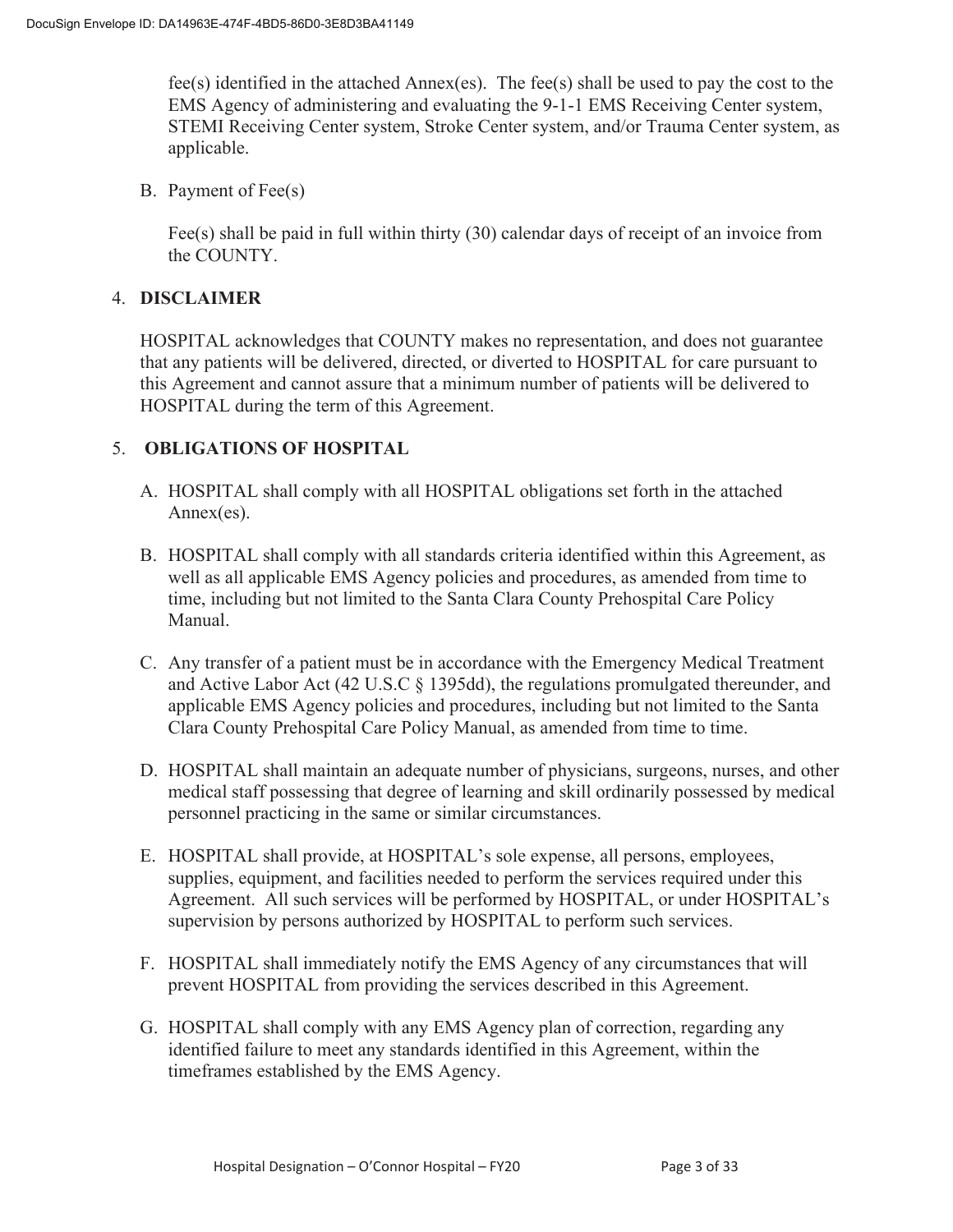fee(s) identified in the attached Annex(es). The fee(s) shall be used to pay the cost to the EMS Agency of administering and evaluating the 9-1-1 EMS Receiving Center system, STEMI Receiving Center system, Stroke Center system, and/or Trauma Center system, as applicable.

B. Payment of Fee(s)

Fee(s) shall be paid in full within thirty (30) calendar days of receipt of an invoice from the COUNTY.

## 4. DISCLAIMER

HOSPITAL acknowledges that COUNTY makes no representation, and does not guarantee that any patients will be delivered, directed, or diverted to HOSPITAL for care pursuant to this Agreement and cannot assure that a minimum number of patients will be delivered to HOSPITAL during the term of this Agreement.

## 5. OBLIGATIONS OF HOSPITAL

A. HOSPITAL shall comply with all HOSPITAL obligations set forth in the attached Annex(es).

B. HOSPITAL shall comply with all standards criteria identified within this Agreement, as well as all applicable EMS Agency policies and procedures, as amended from time to time, including but not limited to the Santa Clara County Prehospital Care Policy Manual.

C. Any transfer of a patient must be in accordance with the Emergency Medical Treatment and Active Labor Act (42 U.S.C § 1395dd), the regulations promulgated thereunder, and applicable EMS Agency policies and procedures, including but not limited to the Santa Clara County Prehospital Care Policy Manual, as amended from time to time.

D. HOSPITAL shall maintain an adequate number of physicians, surgeons, nurses, and other medical staff possessing that degree of learning and skill ordinarily possessed by medical personnel practicing in the same or similar circumstances.

E. HOSPITAL shall provide, at HOSPITAL's sole expense, all persons, employees, supplies, equipment, and facilities needed to perform the services required under this Agreement. All such services will be performed by HOSPITAL, or under HOSPITAL's supervision by persons authorized by HOSPITAL to perform such services.

F. HOSPITAL shall immediately notify the EMS Agency of any circumstances that will prevent HOSPITAL from providing the services described in this Agreement.

G. HOSPITAL shall comply with any EMS Agency plan of correction, regarding any identified failure to meet any standards identified in this Agreement, within the timeframes established by the EMS Agency.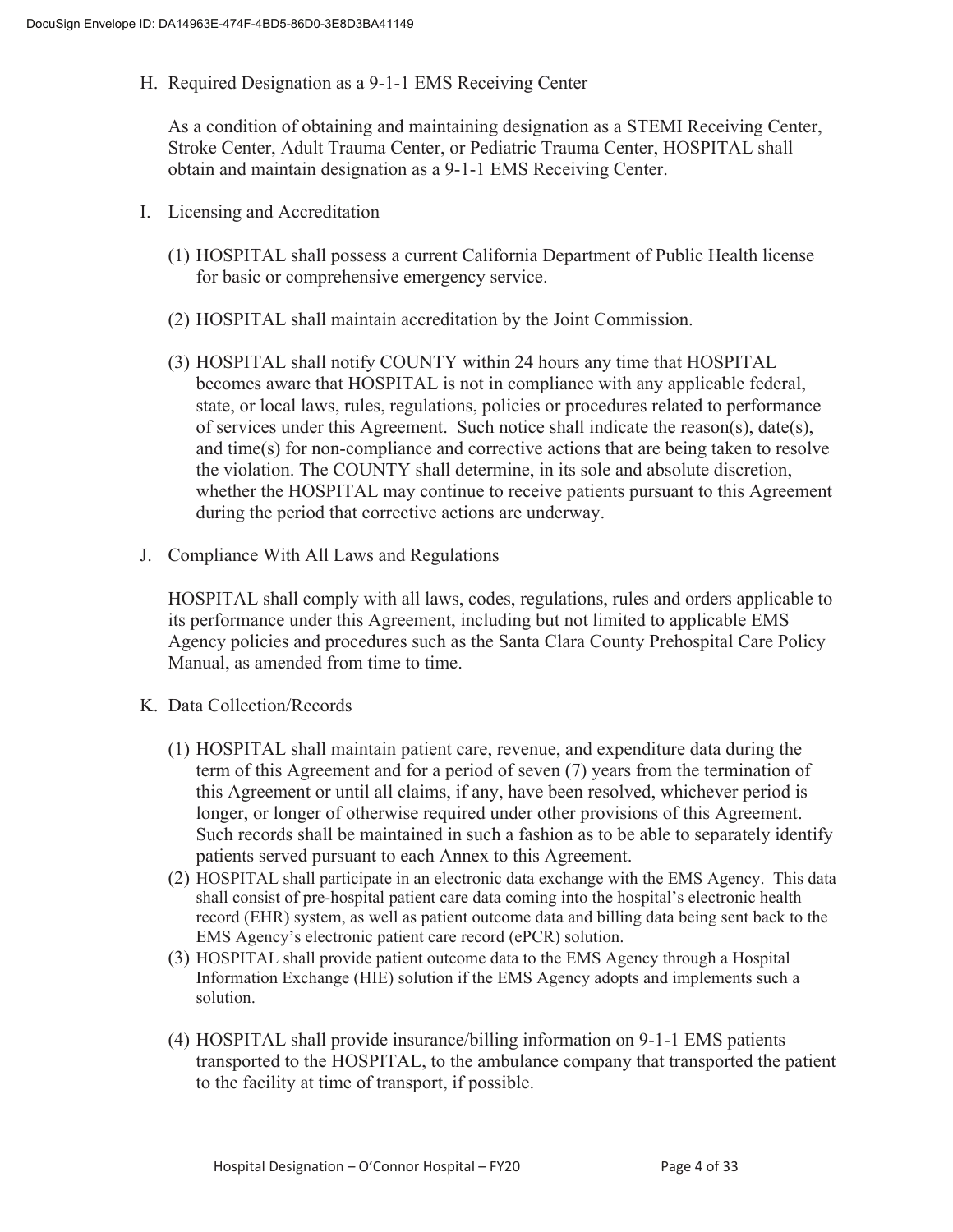H. Required Designation as a 9-1-1 EMS Receiving Center

As a condition of obtaining and maintaining designation as a STEMI Receiving Center, Stroke Center, Adult Trauma Center, or Pediatric Trauma Center, HOSPITAL shall obtain and maintain designation as a 9-1-1 EMS Receiving Center.

I. Licensing and Accreditation

(1) HOSPITAL shall possess a current California Department of Public Health license for basic or comprehensive emergency service.

(2) HOSPITAL shall maintain accreditation by the Joint Commission.

(3) HOSPITAL shall notify COUNTY within 24 hours any time that HOSPITAL becomes aware that HOSPITAL is not in compliance with any applicable federal, state, or local laws, rules, regulations, policies or procedures related to performance of services under this Agreement. Such notice shall indicate the reason(s), date(s), and time(s) for non-compliance and corrective actions that are being taken to resolve the violation. The COUNTY shall determine, in its sole and absolute discretion, whether the HOSPITAL may continue to receive patients pursuant to this Agreement during the period that corrective actions are underway.

J. Compliance With All Laws and Regulations

HOSPITAL shall comply with all laws, codes, regulations, rules and orders applicable to its performance under this Agreement, including but not limited to applicable EMS Agency policies and procedures such as the Santa Clara County Prehospital Care Policy Manual, as amended from time to time.

K. Data Collection/Records

(1) HOSPITAL shall maintain patient care, revenue, and expenditure data during the term of this Agreement and for a period of seven (7) years from the termination of this Agreement or until all claims, if any, have been resolved, whichever period is longer, or longer of otherwise required under other provisions of this Agreement. Such records shall be maintained in such a fashion as to be able to separately identify patients served pursuant to each Annex to this Agreement.

(2) HOSPITAL shall participate in an electronic data exchange with the EMS Agency. This data shall consist of pre-hospital patient care data coming into the hospital's electronic health record (EHR) system, as well as patient outcome data and billing data being sent back to the EMS Agency's electronic patient care record (ePCR) solution.

(3) HOSPITAL shall provide patient outcome data to the EMS Agency through a Hospital Information Exchange (HIE) solution if the EMS Agency adopts and implements such a solution.

(4) HOSPITAL shall provide insurance/billing information on 9-1-1 EMS patients transported to the HOSPITAL, to the ambulance company that transported the patient to the facility at time of transport, if possible.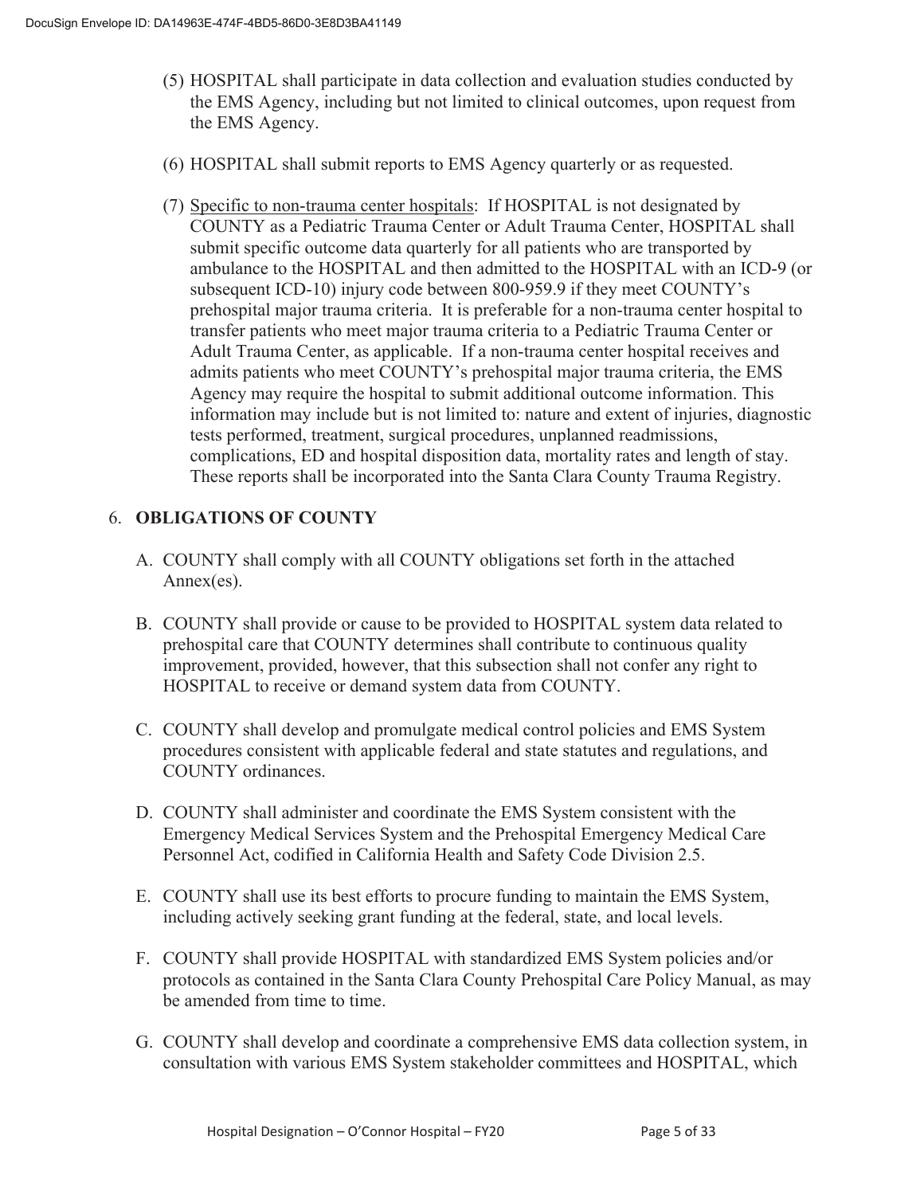(5) HOSPITAL shall participate in data collection and evaluation studies conducted by the EMS Agency, including but not limited to clinical outcomes, upon request from the EMS Agency.

(6) HOSPITAL shall submit reports to EMS Agency quarterly or as requested.

(7) Specific to non-trauma center hospitals: If HOSPITAL is not designated by COUNTY as a Pediatric Trauma Center or Adult Trauma Center, HOSPITAL shall submit specific outcome data quarterly for all patients who are transported by ambulance to the HOSPITAL and then admitted to the HOSPITAL with an ICD-9 (or subsequent ICD-10) injury code between 800-959.9 if they meet COUNTY's prehospital major trauma criteria. It is preferable for a non-trauma center hospital to transfer patients who meet major trauma criteria to a Pediatric Trauma Center or Adult Trauma Center, as applicable. If a non-trauma center hospital receives and admits patients who meet COUNTY's prehospital major trauma criteria, the EMS Agency may require the hospital to submit additional outcome information. This information may include but is not limited to: nature and extent of injuries, diagnostic tests performed, treatment, surgical procedures, unplanned readmissions, complications, ED and hospital disposition data, mortality rates and length of stay. These reports shall be incorporated into the Santa Clara County Trauma Registry.

## 6. OBLIGATIONS OF COUNTY

A. COUNTY shall comply with all COUNTY obligations set forth in the attached Annex(es).

B. COUNTY shall provide or cause to be provided to HOSPITAL system data related to prehospital care that COUNTY determines shall contribute to continuous quality improvement, provided, however, that this subsection shall not confer any right to HOSPITAL to receive or demand system data from COUNTY.

C. COUNTY shall develop and promulgate medical control policies and EMS System procedures consistent with applicable federal and state statutes and regulations, and COUNTY ordinances.

D. COUNTY shall administer and coordinate the EMS System consistent with the Emergency Medical Services System and the Prehospital Emergency Medical Care Personnel Act, codified in California Health and Safety Code Division 2.5.

E. COUNTY shall use its best efforts to procure funding to maintain the EMS System, including actively seeking grant funding at the federal, state, and local levels.

F. COUNTY shall provide HOSPITAL with standardized EMS System policies and/or protocols as contained in the Santa Clara County Prehospital Care Policy Manual, as may be amended from time to time.

G. COUNTY shall develop and coordinate a comprehensive EMS data collection system, in consultation with various EMS System stakeholder committees and HOSPITAL, which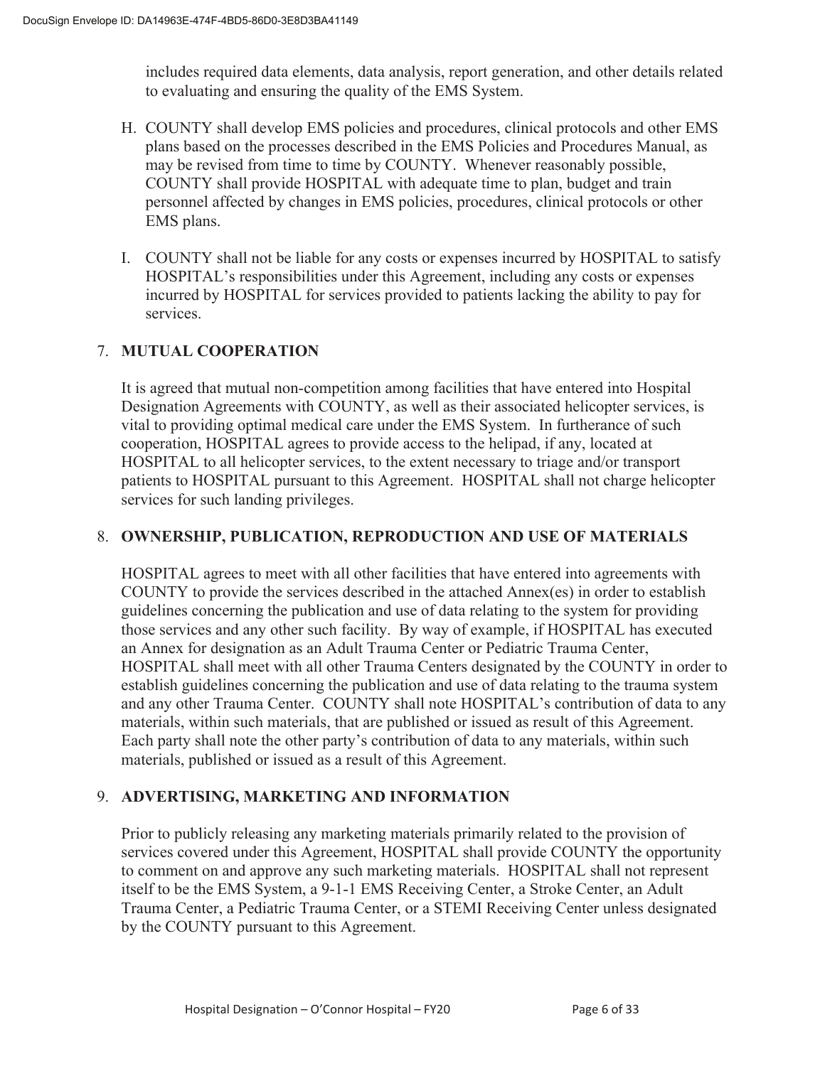includes required data elements, data analysis, report generation, and other details related to evaluating and ensuring the quality of the EMS System.

H. COUNTY shall develop EMS policies and procedures, clinical protocols and other EMS plans based on the processes described in the EMS Policies and Procedures Manual, as may be revised from time to time by COUNTY. Whenever reasonably possible, COUNTY shall provide HOSPITAL with adequate time to plan, budget and train personnel affected by changes in EMS policies, procedures, clinical protocols or other EMS plans.

I. COUNTY shall not be liable for any costs or expenses incurred by HOSPITAL to satisfy HOSPITAL's responsibilities under this Agreement, including any costs or expenses incurred by HOSPITAL for services provided to patients lacking the ability to pay for services.

## 7. MUTUAL COOPERATION

It is agreed that mutual non-competition among facilities that have entered into Hospital Designation Agreements with COUNTY, as well as their associated helicopter services, is vital to providing optimal medical care under the EMS System. In furtherance of such cooperation, HOSPITAL agrees to provide access to the helipad, if any, located at HOSPITAL to all helicopter services, to the extent necessary to triage and/or transport patients to HOSPITAL pursuant to this Agreement. HOSPITAL shall not charge helicopter services for such landing privileges.

## 8. OWNERSHIP, PUBLICATION, REPRODUCTION AND USE OF MATERIALS

HOSPITAL agrees to meet with all other facilities that have entered into agreements with COUNTY to provide the services described in the attached Annex(es) in order to establish guidelines concerning the publication and use of data relating to the system for providing those services and any other such facility. By way of example, if HOSPITAL has executed an Annex for designation as an Adult Trauma Center or Pediatric Trauma Center, HOSPITAL shall meet with all other Trauma Centers designated by the COUNTY in order to establish guidelines concerning the publication and use of data relating to the trauma system and any other Trauma Center. COUNTY shall note HOSPITAL's contribution of data to any materials, within such materials, that are published or issued as result of this Agreement. Each party shall note the other party's contribution of data to any materials, within such materials, published or issued as a result of this Agreement.

## 9. ADVERTISING, MARKETING AND INFORMATION

Prior to publicly releasing any marketing materials primarily related to the provision of services covered under this Agreement, HOSPITAL shall provide COUNTY the opportunity to comment on and approve any such marketing materials. HOSPITAL shall not represent itself to be the EMS System, a 9-1-1 EMS Receiving Center, a Stroke Center, an Adult Trauma Center, a Pediatric Trauma Center, or a STEMI Receiving Center unless designated by the COUNTY pursuant to this Agreement.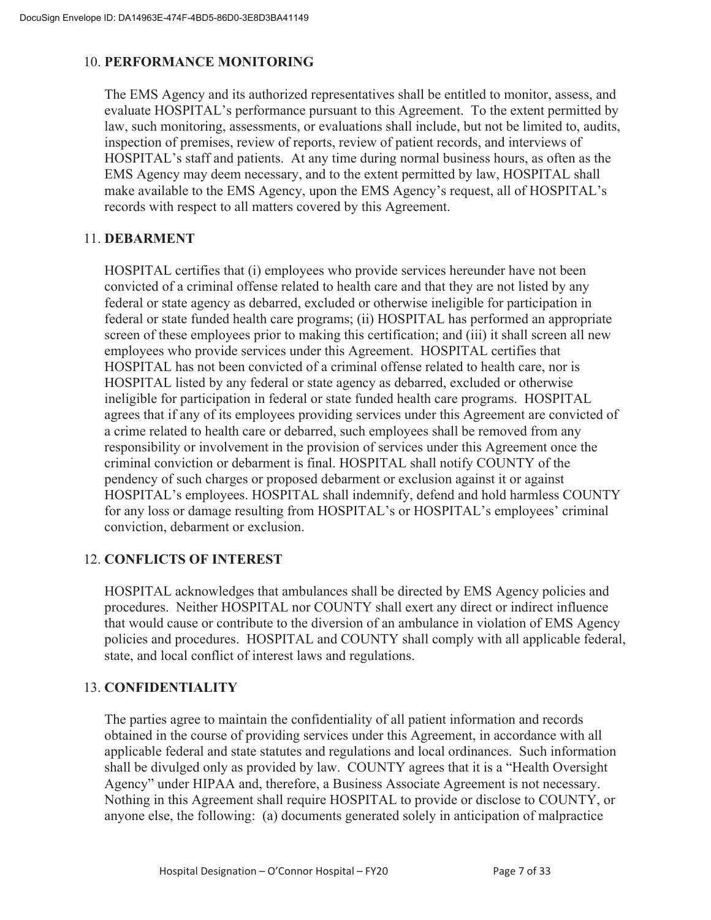## 10. **PERFORMANCE MONITORING**

The EMS Agency and its authorized representatives shall be entitled to monitor, assess, and evaluate HOSPITAL's performance pursuant to this Agreement. To the extent permitted by law, such monitoring, assessments, or evaluations shall include, but not be limited to, audits, inspection of premises, review of reports, review of patient records, and interviews of HOSPITAL's staff and patients. At any time during normal business hours, as often as the EMS Agency may deem necessary, and to the extent permitted by law, HOSPITAL shall make available to the EMS Agency, upon the EMS Agency's request, all of HOSPITAL's records with respect to all matters covered by this Agreement.

## 11. **DEBARMENT**

HOSPITAL certifies that (i) employees who provide services hereunder have not been convicted of a criminal offense related to health care and that they are not listed by any federal or state agency as debarred, excluded or otherwise ineligible for participation in federal or state funded health care programs; (ii) HOSPITAL has performed an appropriate screen of these employees prior to making this certification; and (iii) it shall screen all new employees who provide services under this Agreement. HOSPITAL certifies that HOSPITAL has not been convicted of a criminal offense related to health care, nor is HOSPITAL listed by any federal or state agency as debarred, excluded or otherwise ineligible for participation in federal or state funded health care programs. HOSPITAL agrees that if any of its employees providing services under this Agreement are convicted of a crime related to health care or debarred, such employees shall be removed from any responsibility or involvement in the provision of services under this Agreement once the criminal conviction or debarment is final. HOSPITAL shall notify COUNTY of the pendency of such charges or proposed debarment or exclusion against it or against HOSPITAL's employees. HOSPITAL shall indemnify, defend and hold harmless COUNTY for any loss or damage resulting from HOSPITAL's or HOSPITAL's employees' criminal conviction, debarment or exclusion.

## 12. **CONFLICTS OF INTEREST**

HOSPITAL acknowledges that ambulances shall be directed by EMS Agency policies and procedures. Neither HOSPITAL nor COUNTY shall exert any direct or indirect influence that would cause or contribute to the diversion of an ambulance in violation of EMS Agency policies and procedures. HOSPITAL and COUNTY shall comply with all applicable federal, state, and local conflict of interest laws and regulations.

## 13. **CONFIDENTIALITY**

The parties agree to maintain the confidentiality of all patient information and records obtained in the course of providing services under this Agreement, in accordance with all applicable federal and state statutes and regulations and local ordinances. Such information shall be divulged only as provided by law. COUNTY agrees that it is a "Health Oversight Agency" under HIPAA and, therefore, a Business Associate Agreement is not necessary. Nothing in this Agreement shall require HOSPITAL to provide or disclose to COUNTY, or anyone else, the following: (a) documents generated solely in anticipation of malpractice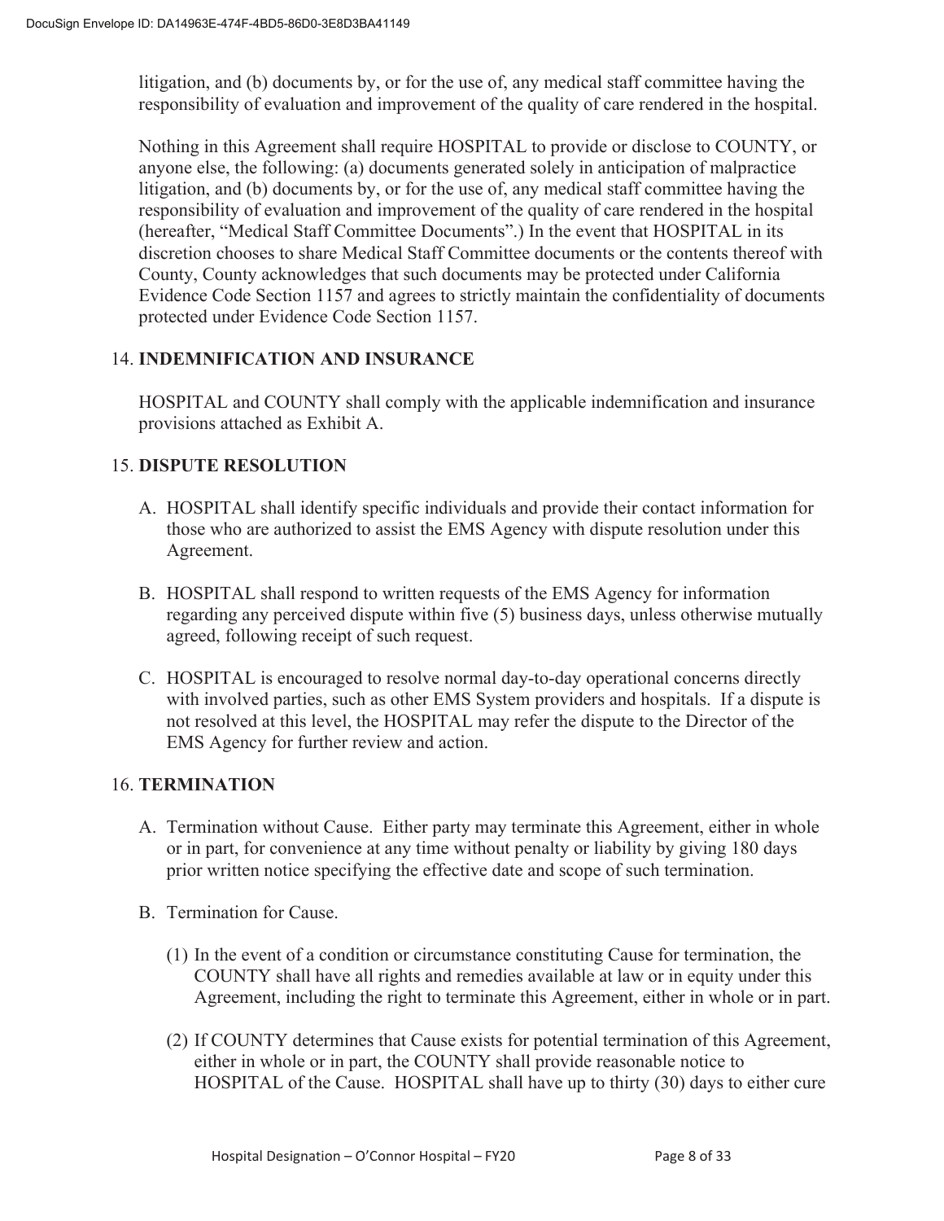litigation, and (b) documents by, or for the use of, any medical staff committee having the responsibility of evaluation and improvement of the quality of care rendered in the hospital.

Nothing in this Agreement shall require HOSPITAL to provide or disclose to COUNTY, or anyone else, the following: (a) documents generated solely in anticipation of malpractice litigation, and (b) documents by, or for the use of, any medical staff committee having the responsibility of evaluation and improvement of the quality of care rendered in the hospital (hereafter, "Medical Staff Committee Documents".) In the event that HOSPITAL in its discretion chooses to share Medical Staff Committee documents or the contents thereof with County, County acknowledges that such documents may be protected under California Evidence Code Section 1157 and agrees to strictly maintain the confidentiality of documents protected under Evidence Code Section 1157.

## 14. INDEMNIFICATION AND INSURANCE

HOSPITAL and COUNTY shall comply with the applicable indemnification and insurance provisions attached as Exhibit A.

## 15. DISPUTE RESOLUTION

A. HOSPITAL shall identify specific individuals and provide their contact information for those who are authorized to assist the EMS Agency with dispute resolution under this Agreement.

B. HOSPITAL shall respond to written requests of the EMS Agency for information regarding any perceived dispute within five (5) business days, unless otherwise mutually agreed, following receipt of such request.

C. HOSPITAL is encouraged to resolve normal day-to-day operational concerns directly with involved parties, such as other EMS System providers and hospitals. If a dispute is not resolved at this level, the HOSPITAL may refer the dispute to the Director of the EMS Agency for further review and action.

## 16. TERMINATION

A. Termination without Cause. Either party may terminate this Agreement, either in whole or in part, for convenience at any time without penalty or liability by giving 180 days prior written notice specifying the effective date and scope of such termination.

B. Termination for Cause.

(1) In the event of a condition or circumstance constituting Cause for termination, the COUNTY shall have all rights and remedies available at law or in equity under this Agreement, including the right to terminate this Agreement, either in whole or in part.

(2) If COUNTY determines that Cause exists for potential termination of this Agreement, either in whole or in part, the COUNTY shall provide reasonable notice to HOSPITAL of the Cause. HOSPITAL shall have up to thirty (30) days to either cure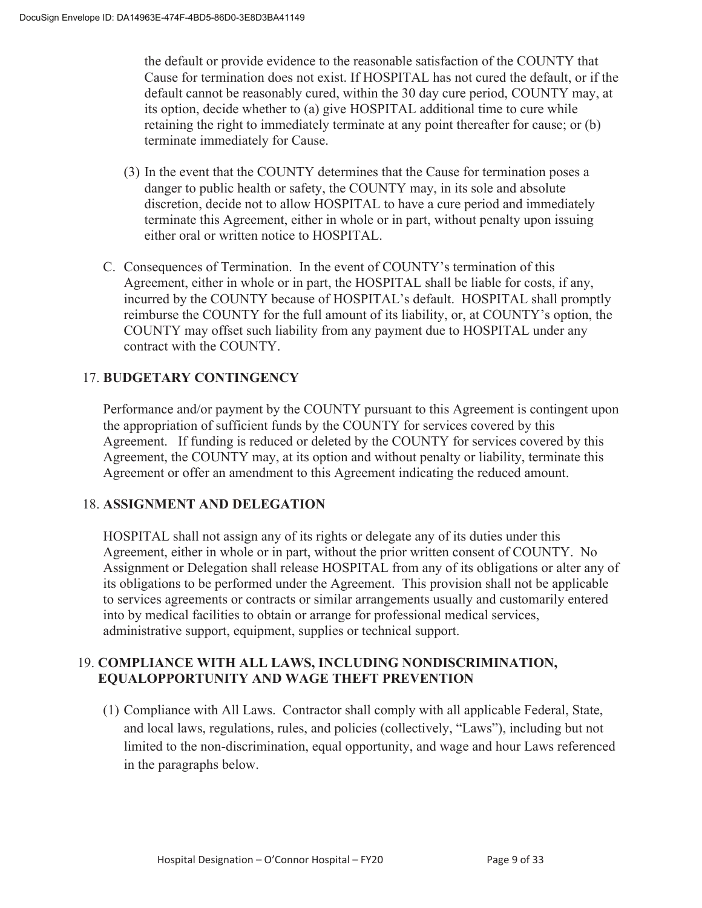the default or provide evidence to the reasonable satisfaction of the COUNTY that Cause for termination does not exist. If HOSPITAL has not cured the default, or if the default cannot be reasonably cured, within the 30 day cure period, COUNTY may, at its option, decide whether to (a) give HOSPITAL additional time to cure while retaining the right to immediately terminate at any point thereafter for cause; or (b) terminate immediately for Cause.

(3) In the event that the COUNTY determines that the Cause for termination poses a danger to public health or safety, the COUNTY may, in its sole and absolute discretion, decide not to allow HOSPITAL to have a cure period and immediately terminate this Agreement, either in whole or in part, without penalty upon issuing either oral or written notice to HOSPITAL.

C. Consequences of Termination. In the event of COUNTY's termination of this Agreement, either in whole or in part, the HOSPITAL shall be liable for costs, if any, incurred by the COUNTY because of HOSPITAL's default. HOSPITAL shall promptly reimburse the COUNTY for the full amount of its liability, or, at COUNTY's option, the COUNTY may offset such liability from any payment due to HOSPITAL under any contract with the COUNTY.

17. **BUDGETARY CONTINGENCY**

Performance and/or payment by the COUNTY pursuant to this Agreement is contingent upon the appropriation of sufficient funds by the COUNTY for services covered by this Agreement. If funding is reduced or deleted by the COUNTY for services covered by this Agreement, the COUNTY may, at its option and without penalty or liability, terminate this Agreement or offer an amendment to this Agreement indicating the reduced amount.

18. **ASSIGNMENT AND DELEGATION**

HOSPITAL shall not assign any of its rights or delegate any of its duties under this Agreement, either in whole or in part, without the prior written consent of COUNTY. No Assignment or Delegation shall release HOSPITAL from any of its obligations or alter any of its obligations to be performed under the Agreement. This provision shall not be applicable to services agreements or contracts or similar arrangements usually and customarily entered into by medical facilities to obtain or arrange for professional medical services, administrative support, equipment, supplies or technical support.

19. **COMPLIANCE WITH ALL LAWS, INCLUDING NONDISCRIMINATION, EQUALOPPORTUNITY AND WAGE THEFT PREVENTION**

(1) Compliance with All Laws. Contractor shall comply with all applicable Federal, State, and local laws, regulations, rules, and policies (collectively, "Laws"), including but not limited to the non-discrimination, equal opportunity, and wage and hour Laws referenced in the paragraphs below.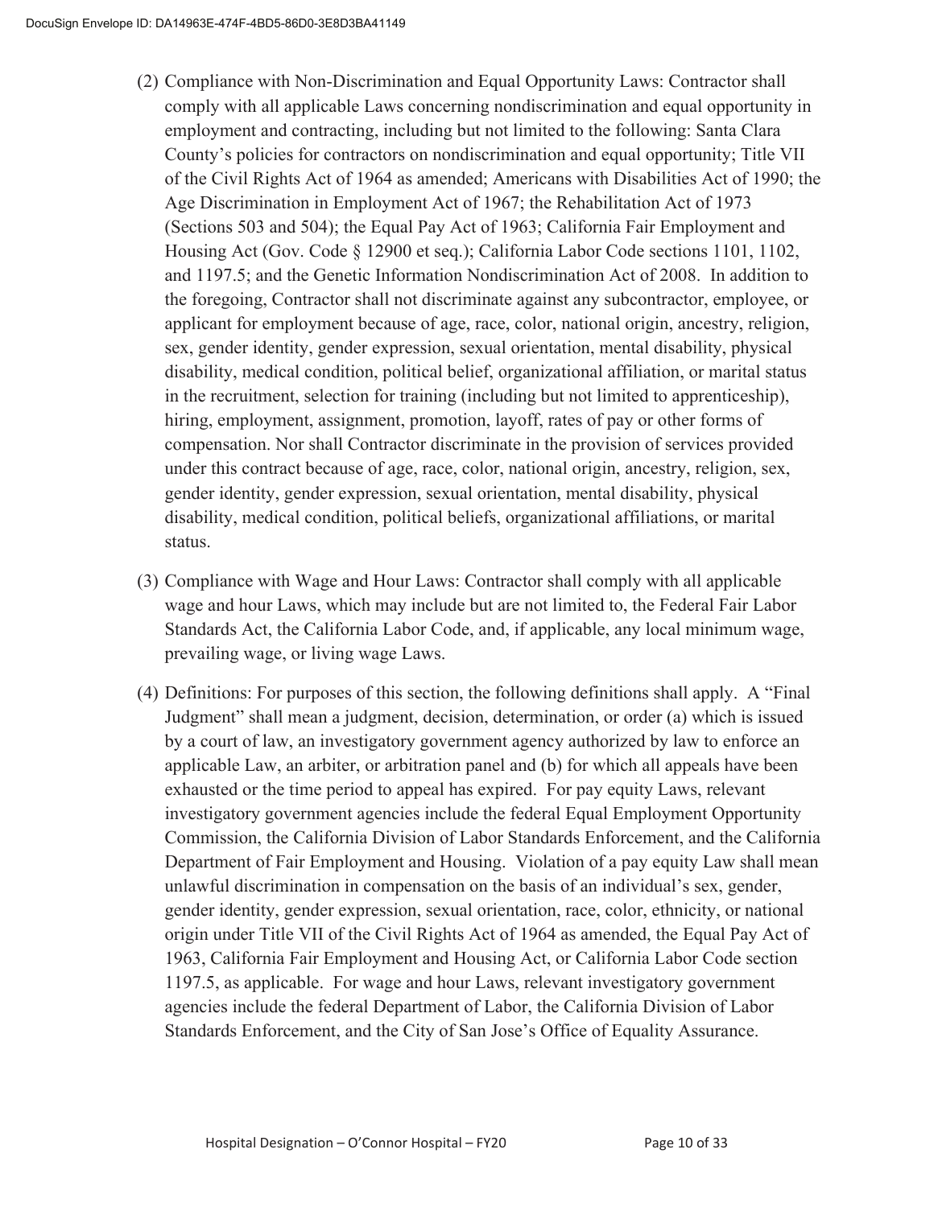(2) Compliance with Non-Discrimination and Equal Opportunity Laws: Contractor shall comply with all applicable Laws concerning nondiscrimination and equal opportunity in employment and contracting, including but not limited to the following: Santa Clara County's policies for contractors on nondiscrimination and equal opportunity; Title VII of the Civil Rights Act of 1964 as amended; Americans with Disabilities Act of 1990; the Age Discrimination in Employment Act of 1967; the Rehabilitation Act of 1973 (Sections 503 and 504); the Equal Pay Act of 1963; California Fair Employment and Housing Act (Gov. Code § 12900 et seq.); California Labor Code sections 1101, 1102, and 1197.5; and the Genetic Information Nondiscrimination Act of 2008. In addition to the foregoing, Contractor shall not discriminate against any subcontractor, employee, or applicant for employment because of age, race, color, national origin, ancestry, religion, sex, gender identity, gender expression, sexual orientation, mental disability, physical disability, medical condition, political belief, organizational affiliation, or marital status in the recruitment, selection for training (including but not limited to apprenticeship), hiring, employment, assignment, promotion, layoff, rates of pay or other forms of compensation. Nor shall Contractor discriminate in the provision of services provided under this contract because of age, race, color, national origin, ancestry, religion, sex, gender identity, gender expression, sexual orientation, mental disability, physical disability, medical condition, political beliefs, organizational affiliations, or marital status.

(3) Compliance with Wage and Hour Laws: Contractor shall comply with all applicable wage and hour Laws, which may include but are not limited to, the Federal Fair Labor Standards Act, the California Labor Code, and, if applicable, any local minimum wage, prevailing wage, or living wage Laws.

(4) Definitions: For purposes of this section, the following definitions shall apply. A "Final Judgment" shall mean a judgment, decision, determination, or order (a) which is issued by a court of law, an investigatory government agency authorized by law to enforce an applicable Law, an arbiter, or arbitration panel and (b) for which all appeals have been exhausted or the time period to appeal has expired. For pay equity Laws, relevant investigatory government agencies include the federal Equal Employment Opportunity Commission, the California Division of Labor Standards Enforcement, and the California Department of Fair Employment and Housing. Violation of a pay equity Law shall mean unlawful discrimination in compensation on the basis of an individual's sex, gender, gender identity, gender expression, sexual orientation, race, color, ethnicity, or national origin under Title VII of the Civil Rights Act of 1964 as amended, the Equal Pay Act of 1963, California Fair Employment and Housing Act, or California Labor Code section 1197.5, as applicable. For wage and hour Laws, relevant investigatory government agencies include the federal Department of Labor, the California Division of Labor Standards Enforcement, and the City of San Jose's Office of Equality Assurance.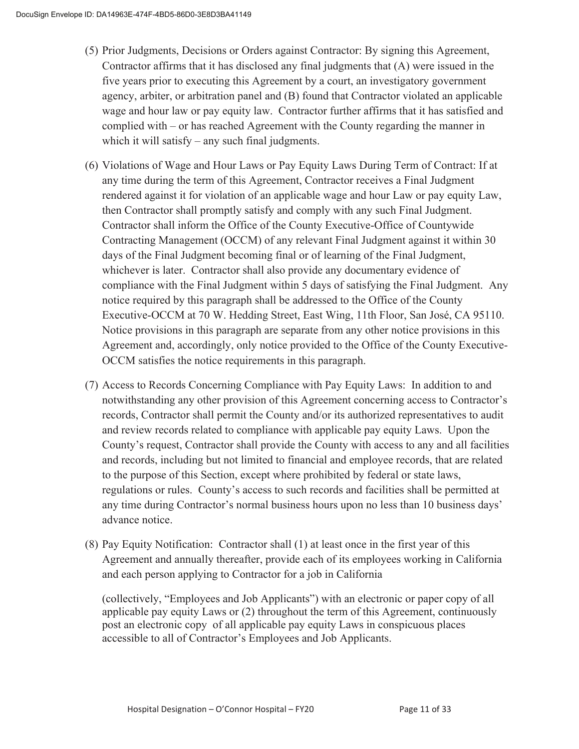(5) Prior Judgments, Decisions or Orders against Contractor: By signing this Agreement, Contractor affirms that it has disclosed any final judgments that (A) were issued in the five years prior to executing this Agreement by a court, an investigatory government agency, arbiter, or arbitration panel and (B) found that Contractor violated an applicable wage and hour law or pay equity law. Contractor further affirms that it has satisfied and complied with – or has reached Agreement with the County regarding the manner in which it will satisfy – any such final judgments.

(6) Violations of Wage and Hour Laws or Pay Equity Laws During Term of Contract: If at any time during the term of this Agreement, Contractor receives a Final Judgment rendered against it for violation of an applicable wage and hour Law or pay equity Law, then Contractor shall promptly satisfy and comply with any such Final Judgment. Contractor shall inform the Office of the County Executive-Office of Countywide Contracting Management (OCCM) of any relevant Final Judgment against it within 30 days of the Final Judgment becoming final or of learning of the Final Judgment, whichever is later. Contractor shall also provide any documentary evidence of compliance with the Final Judgment within 5 days of satisfying the Final Judgment. Any notice required by this paragraph shall be addressed to the Office of the County Executive-OCCM at 70 W. Hedding Street, East Wing, 11th Floor, San José, CA 95110. Notice provisions in this paragraph are separate from any other notice provisions in this Agreement and, accordingly, only notice provided to the Office of the County Executive-OCCM satisfies the notice requirements in this paragraph.

(7) Access to Records Concerning Compliance with Pay Equity Laws: In addition to and notwithstanding any other provision of this Agreement concerning access to Contractor's records, Contractor shall permit the County and/or its authorized representatives to audit and review records related to compliance with applicable pay equity Laws. Upon the County's request, Contractor shall provide the County with access to any and all facilities and records, including but not limited to financial and employee records, that are related to the purpose of this Section, except where prohibited by federal or state laws, regulations or rules. County's access to such records and facilities shall be permitted at any time during Contractor's normal business hours upon no less than 10 business days' advance notice.

(8) Pay Equity Notification: Contractor shall (1) at least once in the first year of this Agreement and annually thereafter, provide each of its employees working in California and each person applying to Contractor for a job in California

(collectively, "Employees and Job Applicants") with an electronic or paper copy of all applicable pay equity Laws or (2) throughout the term of this Agreement, continuously post an electronic copy of all applicable pay equity Laws in conspicuous places accessible to all of Contractor's Employees and Job Applicants.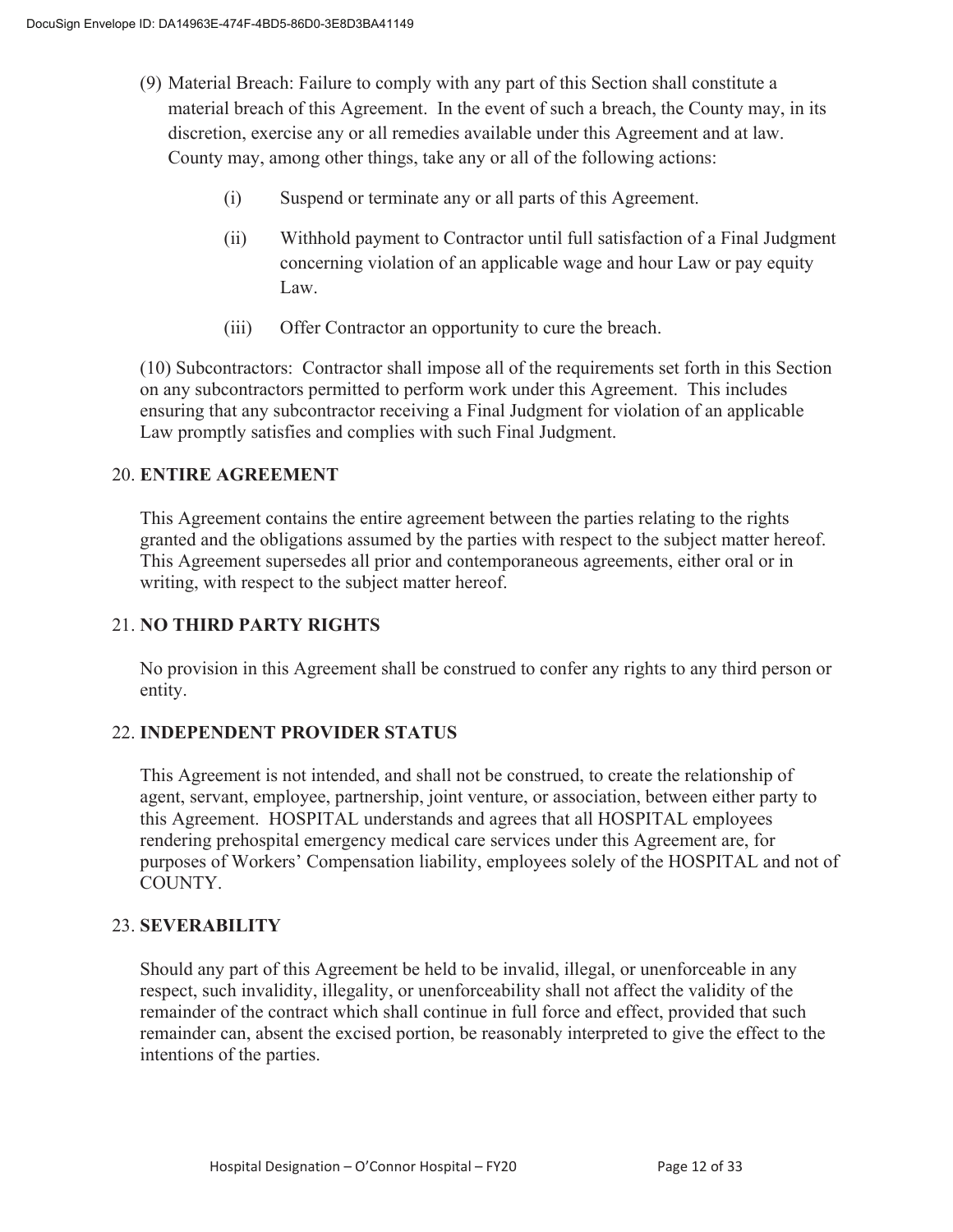(9) Material Breach: Failure to comply with any part of this Section shall constitute a material breach of this Agreement. In the event of such a breach, the County may, in its discretion, exercise any or all remedies available under this Agreement and at law. County may, among other things, take any or all of the following actions:

- (i) Suspend or terminate any or all parts of this Agreement.
- (ii) Withhold payment to Contractor until full satisfaction of a Final Judgment concerning violation of an applicable wage and hour Law or pay equity Law.
- (iii) Offer Contractor an opportunity to cure the breach.

(10) Subcontractors: Contractor shall impose all of the requirements set forth in this Section on any subcontractors permitted to perform work under this Agreement. This includes ensuring that any subcontractor receiving a Final Judgment for violation of an applicable Law promptly satisfies and complies with such Final Judgment.

## 20. **ENTIRE AGREEMENT**

This Agreement contains the entire agreement between the parties relating to the rights granted and the obligations assumed by the parties with respect to the subject matter hereof. This Agreement supersedes all prior and contemporaneous agreements, either oral or in writing, with respect to the subject matter hereof.

## 21. **NO THIRD PARTY RIGHTS**

No provision in this Agreement shall be construed to confer any rights to any third person or entity.

## 22. **INDEPENDENT PROVIDER STATUS**

This Agreement is not intended, and shall not be construed, to create the relationship of agent, servant, employee, partnership, joint venture, or association, between either party to this Agreement. HOSPITAL understands and agrees that all HOSPITAL employees rendering prehospital emergency medical care services under this Agreement are, for purposes of Workers' Compensation liability, employees solely of the HOSPITAL and not of COUNTY.

## 23. **SEVERABILITY**

Should any part of this Agreement be held to be invalid, illegal, or unenforceable in any respect, such invalidity, illegality, or unenforceability shall not affect the validity of the remainder of the contract which shall continue in full force and effect, provided that such remainder can, absent the excised portion, be reasonably interpreted to give the effect to the intentions of the parties.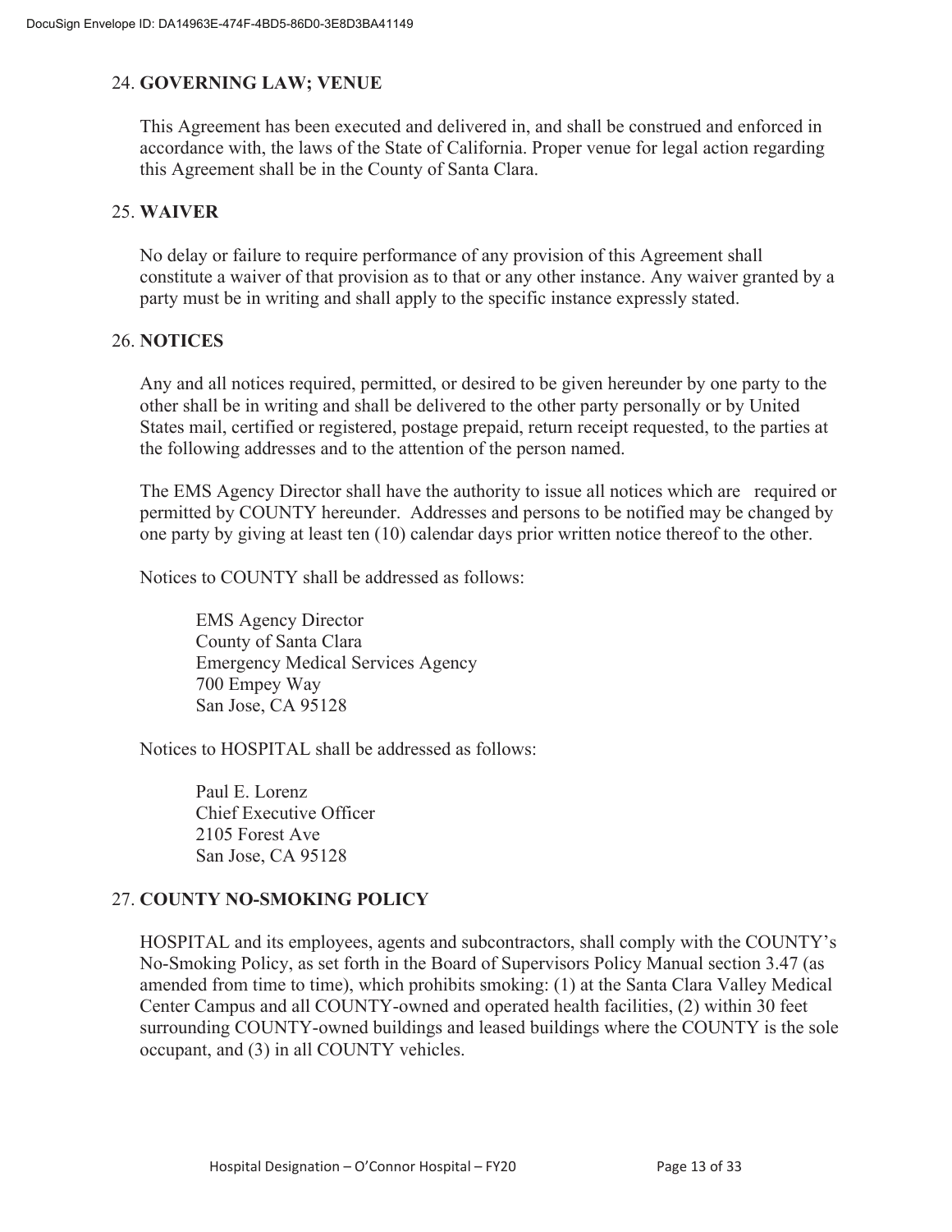## 24. **GOVERNING LAW; VENUE**

This Agreement has been executed and delivered in, and shall be construed and enforced in accordance with, the laws of the State of California. Proper venue for legal action regarding this Agreement shall be in the County of Santa Clara.

## 25. **WAIVER**

No delay or failure to require performance of any provision of this Agreement shall constitute a waiver of that provision as to that or any other instance. Any waiver granted by a party must be in writing and shall apply to the specific instance expressly stated.

## 26. **NOTICES**

Any and all notices required, permitted, or desired to be given hereunder by one party to the other shall be in writing and shall be delivered to the other party personally or by United States mail, certified or registered, postage prepaid, return receipt requested, to the parties at the following addresses and to the attention of the person named.

The EMS Agency Director shall have the authority to issue all notices which are required or permitted by COUNTY hereunder. Addresses and persons to be notified may be changed by one party by giving at least ten (10) calendar days prior written notice thereof to the other.

Notices to COUNTY shall be addressed as follows:

> EMS Agency Director
> County of Santa Clara
> Emergency Medical Services Agency
> 700 Empey Way
> San Jose, CA 95128

Notices to HOSPITAL shall be addressed as follows:

> Paul E. Lorenz
> Chief Executive Officer
> 2105 Forest Ave
> San Jose, CA 95128

## 27. **COUNTY NO-SMOKING POLICY**

HOSPITAL and its employees, agents and subcontractors, shall comply with the COUNTY's No-Smoking Policy, as set forth in the Board of Supervisors Policy Manual section 3.47 (as amended from time to time), which prohibits smoking: (1) at the Santa Clara Valley Medical Center Campus and all COUNTY-owned and operated health facilities, (2) within 30 feet surrounding COUNTY-owned buildings and leased buildings where the COUNTY is the sole occupant, and (3) in all COUNTY vehicles.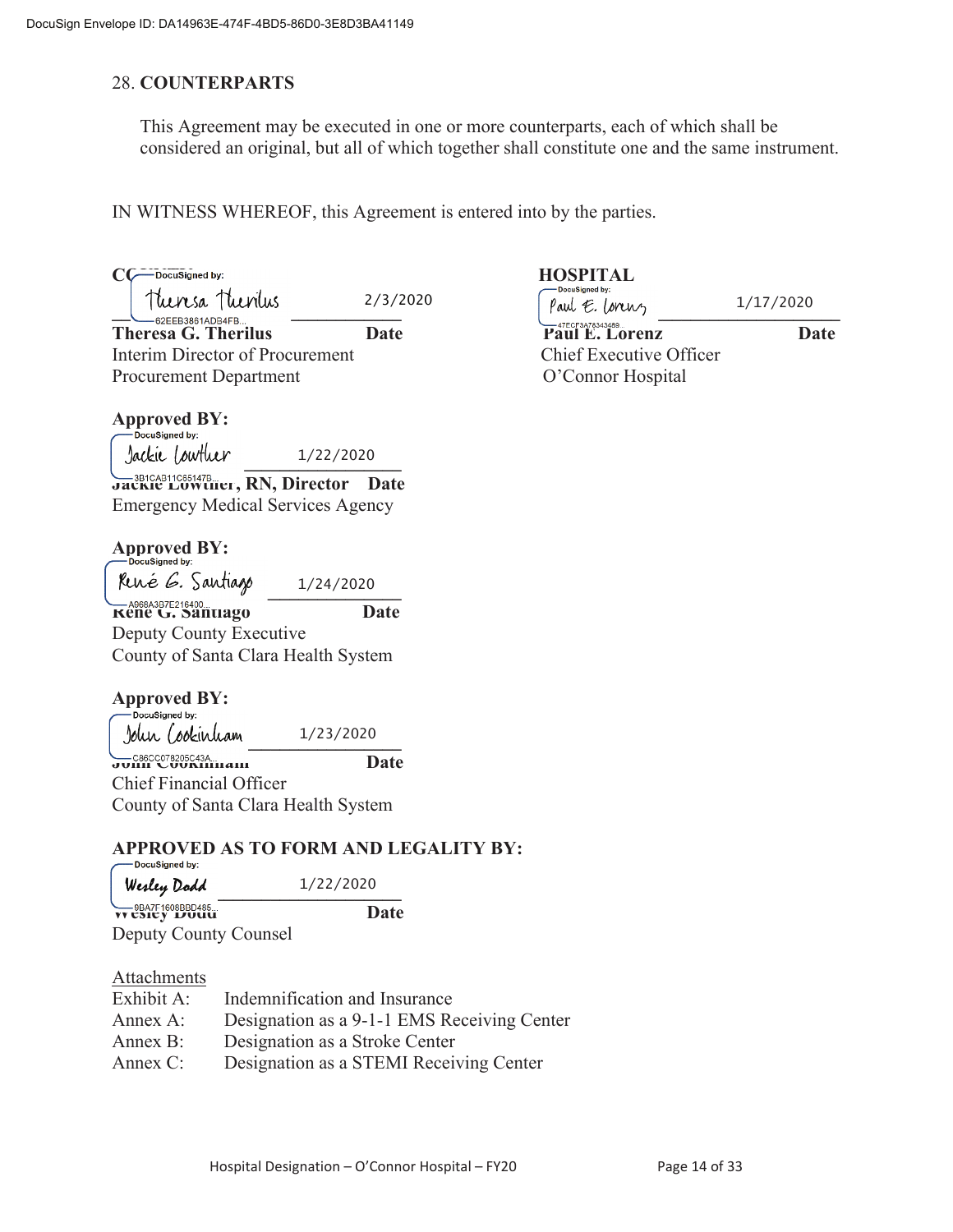## 28. COUNTERPARTS

This Agreement may be executed in one or more counterparts, each of which shall be considered an original, but all of which together shall constitute one and the same instrument.

IN WITNESS WHEREOF, this Agreement is entered into by the parties.

**COUNTY**

DocuSigned by: Theresa Therilus 2/3/2020
62EEB3861ADB4FB...

**Theresa G. Therilus** **Date**
Interim Director of Procurement
Procurement Department

**HOSPITAL**

DocuSigned by: Paul E. Lorenz 1/17/2020
47ECF3A78343489...

**Paul E. Lorenz** **Date**
Chief Executive Officer
O'Connor Hospital

**Approved BY:**

DocuSigned by: Jackie Lowther 1/22/2020
3B1CAB11C65147B...

**Jackie Lowther, RN, Director** **Date**
Emergency Medical Services Agency

**Approved BY:**

DocuSigned by: René G. Santiago 1/24/2020
A968A3B7E216400...

**René G. Santiago** **Date**
Deputy County Executive
County of Santa Clara Health System

**Approved BY:**

DocuSigned by: John Cookinham 1/23/2020
C86CC078205C43A...

**John Cookinham** **Date**
Chief Financial Officer
County of Santa Clara Health System

**APPROVED AS TO FORM AND LEGALITY BY:**

DocuSigned by: Wesley Dodd 1/22/2020
9BA7F1608BBD485...

**Wesley Dodd** **Date**
Deputy County Counsel

Attachments

Exhibit A: Indemnification and Insurance
Annex A: Designation as a 9-1-1 EMS Receiving Center
Annex B: Designation as a Stroke Center
Annex C: Designation as a STEMI Receiving Center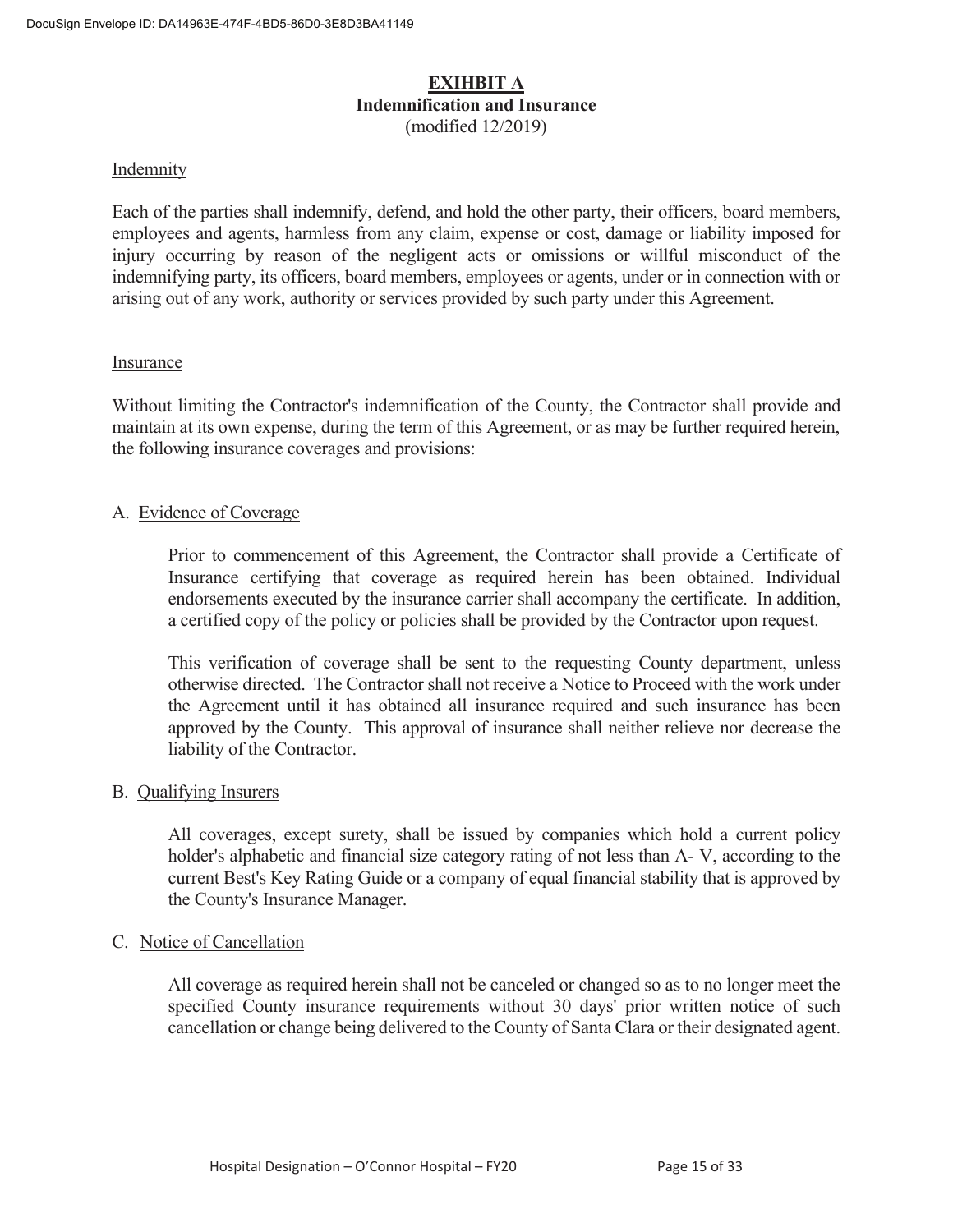# EXIHBIT A

## Indemnification and Insurance

(modified 12/2019)

Indemnity

Each of the parties shall indemnify, defend, and hold the other party, their officers, board members, employees and agents, harmless from any claim, expense or cost, damage or liability imposed for injury occurring by reason of the negligent acts or omissions or willful misconduct of the indemnifying party, its officers, board members, employees or agents, under or in connection with or arising out of any work, authority or services provided by such party under this Agreement.

Insurance

Without limiting the Contractor's indemnification of the County, the Contractor shall provide and maintain at its own expense, during the term of this Agreement, or as may be further required herein, the following insurance coverages and provisions:

A. Evidence of Coverage

Prior to commencement of this Agreement, the Contractor shall provide a Certificate of Insurance certifying that coverage as required herein has been obtained. Individual endorsements executed by the insurance carrier shall accompany the certificate. In addition, a certified copy of the policy or policies shall be provided by the Contractor upon request.

This verification of coverage shall be sent to the requesting County department, unless otherwise directed. The Contractor shall not receive a Notice to Proceed with the work under the Agreement until it has obtained all insurance required and such insurance has been approved by the County. This approval of insurance shall neither relieve nor decrease the liability of the Contractor.

B. Qualifying Insurers

All coverages, except surety, shall be issued by companies which hold a current policy holder's alphabetic and financial size category rating of not less than A- V, according to the current Best's Key Rating Guide or a company of equal financial stability that is approved by the County's Insurance Manager.

C. Notice of Cancellation

All coverage as required herein shall not be canceled or changed so as to no longer meet the specified County insurance requirements without 30 days' prior written notice of such cancellation or change being delivered to the County of Santa Clara or their designated agent.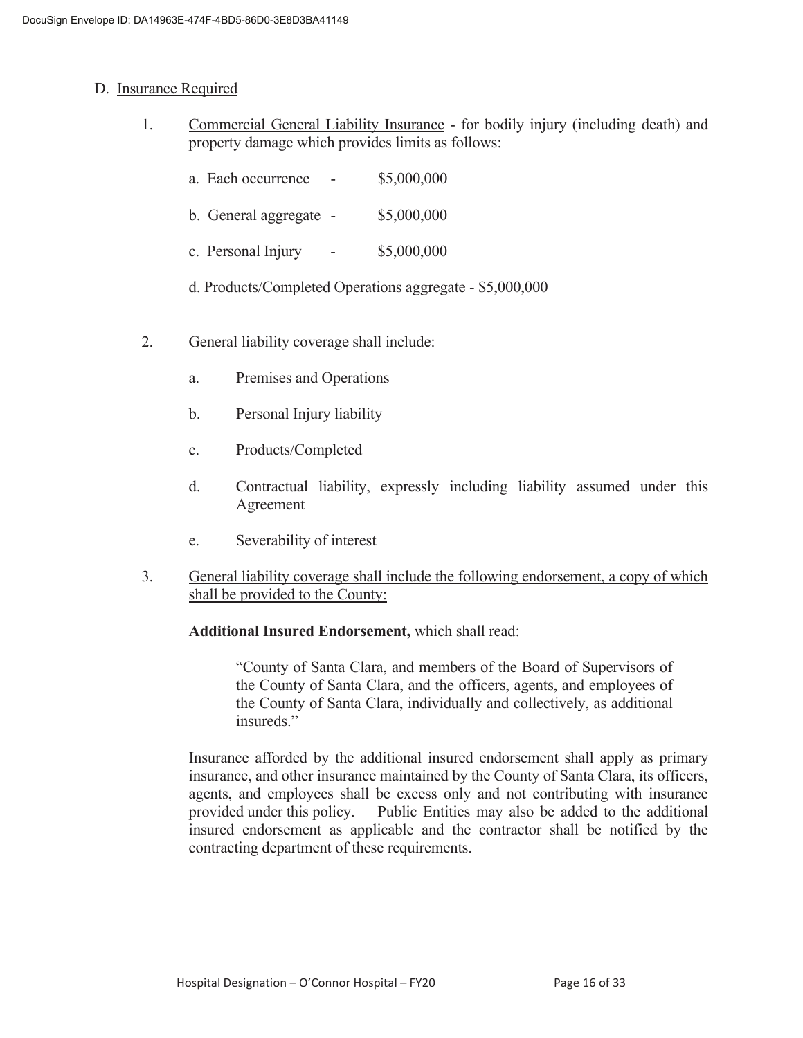D. <u>Insurance Required</u>

1. <u>Commercial General Liability Insurance</u> - for bodily injury (including death) and property damage which provides limits as follows:

   a. Each occurrence - $5,000,000

   b. General aggregate - $5,000,000

   c. Personal Injury - $5,000,000

   d. Products/Completed Operations aggregate - $5,000,000

2. <u>General liability coverage shall include:</u>

   a. Premises and Operations

   b. Personal Injury liability

   c. Products/Completed

   d. Contractual liability, expressly including liability assumed under this Agreement

   e. Severability of interest

3. <u>General liability coverage shall include the following endorsement, a copy of which shall be provided to the County:</u>

   **Additional Insured Endorsement,** which shall read:

   > "County of Santa Clara, and members of the Board of Supervisors of the County of Santa Clara, and the officers, agents, and employees of the County of Santa Clara, individually and collectively, as additional insureds."

   Insurance afforded by the additional insured endorsement shall apply as primary insurance, and other insurance maintained by the County of Santa Clara, its officers, agents, and employees shall be excess only and not contributing with insurance provided under this policy. Public Entities may also be added to the additional insured endorsement as applicable and the contractor shall be notified by the contracting department of these requirements.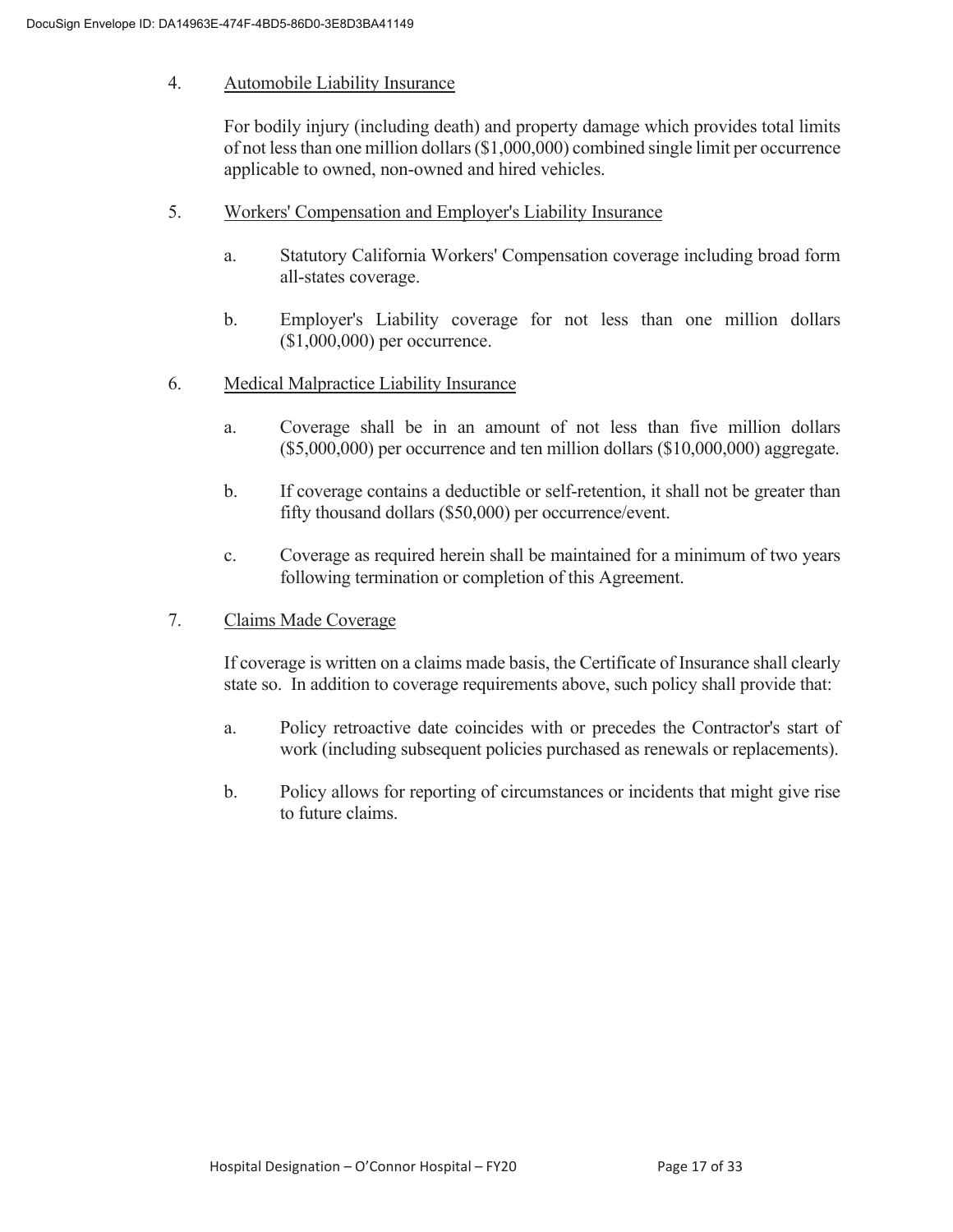4. <u>Automobile Liability Insurance</u>

   For bodily injury (including death) and property damage which provides total limits of not less than one million dollars ($1,000,000) combined single limit per occurrence applicable to owned, non-owned and hired vehicles.

5. <u>Workers' Compensation and Employer's Liability Insurance</u>

   a. Statutory California Workers' Compensation coverage including broad form all-states coverage.

   b. Employer's Liability coverage for not less than one million dollars ($1,000,000) per occurrence.

6. <u>Medical Malpractice Liability Insurance</u>

   a. Coverage shall be in an amount of not less than five million dollars ($5,000,000) per occurrence and ten million dollars ($10,000,000) aggregate.

   b. If coverage contains a deductible or self-retention, it shall not be greater than fifty thousand dollars ($50,000) per occurrence/event.

   c. Coverage as required herein shall be maintained for a minimum of two years following termination or completion of this Agreement.

7. <u>Claims Made Coverage</u>

   If coverage is written on a claims made basis, the Certificate of Insurance shall clearly state so. In addition to coverage requirements above, such policy shall provide that:

   a. Policy retroactive date coincides with or precedes the Contractor's start of work (including subsequent policies purchased as renewals or replacements).

   b. Policy allows for reporting of circumstances or incidents that might give rise to future claims.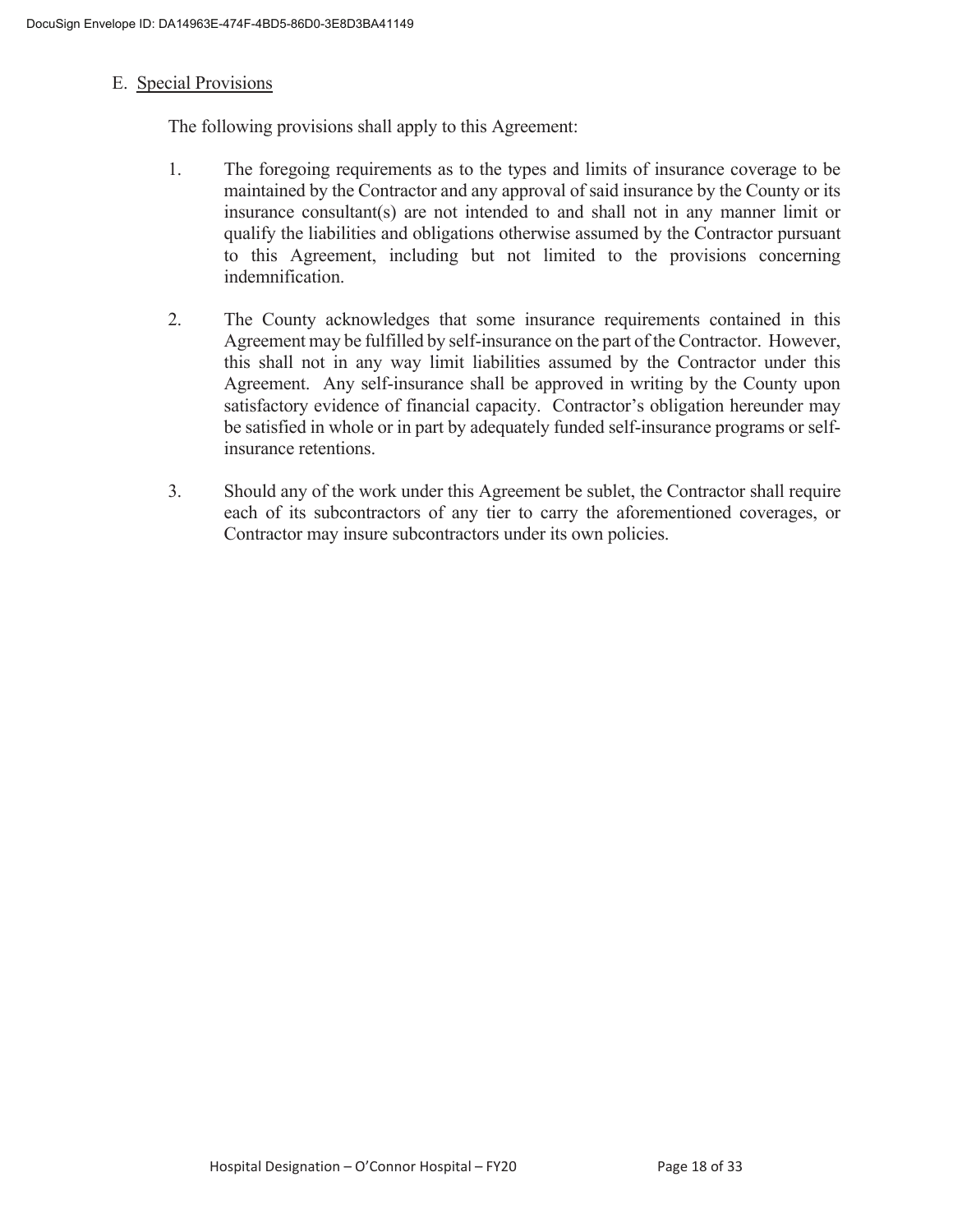E. <u>Special Provisions</u>

The following provisions shall apply to this Agreement:

1. The foregoing requirements as to the types and limits of insurance coverage to be maintained by the Contractor and any approval of said insurance by the County or its insurance consultant(s) are not intended to and shall not in any manner limit or qualify the liabilities and obligations otherwise assumed by the Contractor pursuant to this Agreement, including but not limited to the provisions concerning indemnification.

2. The County acknowledges that some insurance requirements contained in this Agreement may be fulfilled by self-insurance on the part of the Contractor. However, this shall not in any way limit liabilities assumed by the Contractor under this Agreement. Any self-insurance shall be approved in writing by the County upon satisfactory evidence of financial capacity. Contractor's obligation hereunder may be satisfied in whole or in part by adequately funded self-insurance programs or self-insurance retentions.

3. Should any of the work under this Agreement be sublet, the Contractor shall require each of its subcontractors of any tier to carry the aforementioned coverages, or Contractor may insure subcontractors under its own policies.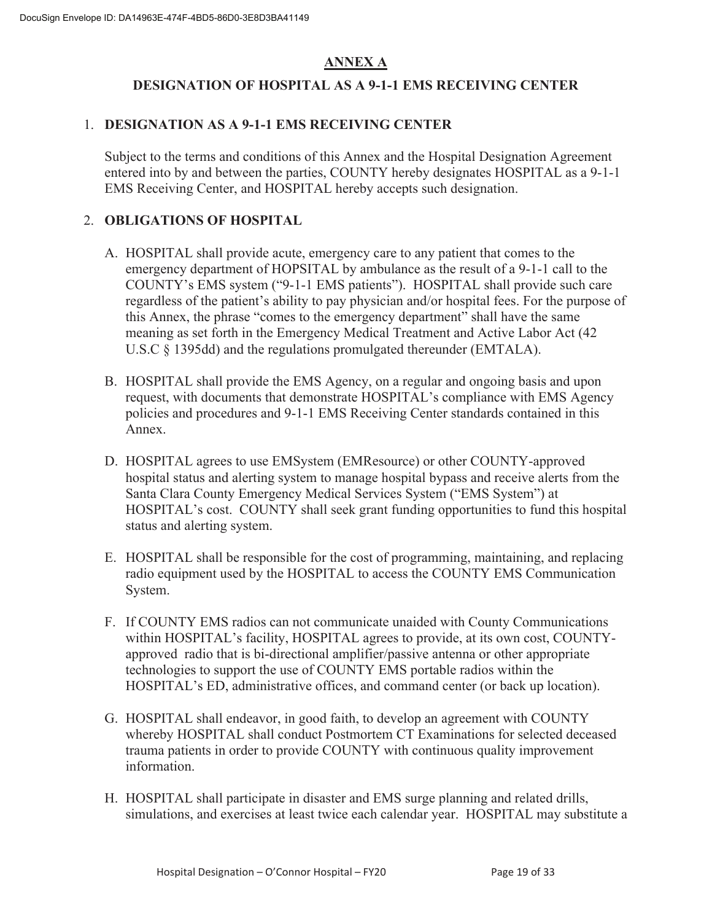# ANNEX A

## DESIGNATION OF HOSPITAL AS A 9-1-1 EMS RECEIVING CENTER

1. **DESIGNATION AS A 9-1-1 EMS RECEIVING CENTER**

   Subject to the terms and conditions of this Annex and the Hospital Designation Agreement entered into by and between the parties, COUNTY hereby designates HOSPITAL as a 9-1-1 EMS Receiving Center, and HOSPITAL hereby accepts such designation.

2. **OBLIGATIONS OF HOSPITAL**

   A. HOSPITAL shall provide acute, emergency care to any patient that comes to the emergency department of HOPSITAL by ambulance as the result of a 9-1-1 call to the COUNTY's EMS system ("9-1-1 EMS patients"). HOSPITAL shall provide such care regardless of the patient's ability to pay physician and/or hospital fees. For the purpose of this Annex, the phrase "comes to the emergency department" shall have the same meaning as set forth in the Emergency Medical Treatment and Active Labor Act (42 U.S.C § 1395dd) and the regulations promulgated thereunder (EMTALA).

   B. HOSPITAL shall provide the EMS Agency, on a regular and ongoing basis and upon request, with documents that demonstrate HOSPITAL's compliance with EMS Agency policies and procedures and 9-1-1 EMS Receiving Center standards contained in this Annex.

   D. HOSPITAL agrees to use EMSystem (EMResource) or other COUNTY-approved hospital status and alerting system to manage hospital bypass and receive alerts from the Santa Clara County Emergency Medical Services System ("EMS System") at HOSPITAL's cost. COUNTY shall seek grant funding opportunities to fund this hospital status and alerting system.

   E. HOSPITAL shall be responsible for the cost of programming, maintaining, and replacing radio equipment used by the HOSPITAL to access the COUNTY EMS Communication System.

   F. If COUNTY EMS radios can not communicate unaided with County Communications within HOSPITAL's facility, HOSPITAL agrees to provide, at its own cost, COUNTY-approved radio that is bi-directional amplifier/passive antenna or other appropriate technologies to support the use of COUNTY EMS portable radios within the HOSPITAL's ED, administrative offices, and command center (or back up location).

   G. HOSPITAL shall endeavor, in good faith, to develop an agreement with COUNTY whereby HOSPITAL shall conduct Postmortem CT Examinations for selected deceased trauma patients in order to provide COUNTY with continuous quality improvement information.

   H. HOSPITAL shall participate in disaster and EMS surge planning and related drills, simulations, and exercises at least twice each calendar year. HOSPITAL may substitute a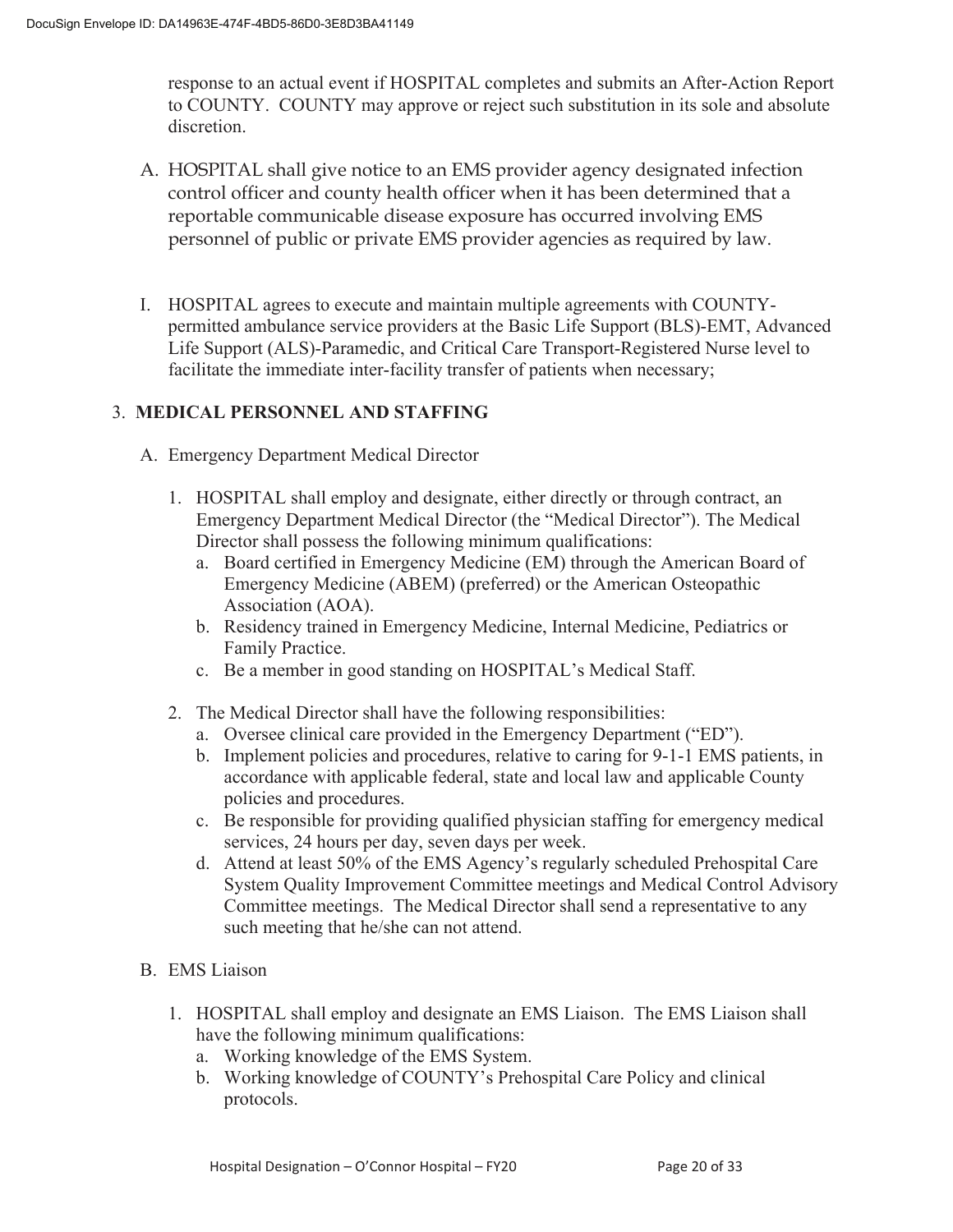response to an actual event if HOSPITAL completes and submits an After-Action Report to COUNTY. COUNTY may approve or reject such substitution in its sole and absolute discretion.

A. HOSPITAL shall give notice to an EMS provider agency designated infection control officer and county health officer when it has been determined that a reportable communicable disease exposure has occurred involving EMS personnel of public or private EMS provider agencies as required by law.

I. HOSPITAL agrees to execute and maintain multiple agreements with COUNTY-permitted ambulance service providers at the Basic Life Support (BLS)-EMT, Advanced Life Support (ALS)-Paramedic, and Critical Care Transport-Registered Nurse level to facilitate the immediate inter-facility transfer of patients when necessary;

3. **MEDICAL PERSONNEL AND STAFFING**

A. Emergency Department Medical Director

1. HOSPITAL shall employ and designate, either directly or through contract, an Emergency Department Medical Director (the "Medical Director"). The Medical Director shall possess the following minimum qualifications:
   a. Board certified in Emergency Medicine (EM) through the American Board of Emergency Medicine (ABEM) (preferred) or the American Osteopathic Association (AOA).
   b. Residency trained in Emergency Medicine, Internal Medicine, Pediatrics or Family Practice.
   c. Be a member in good standing on HOSPITAL's Medical Staff.

2. The Medical Director shall have the following responsibilities:
   a. Oversee clinical care provided in the Emergency Department ("ED").
   b. Implement policies and procedures, relative to caring for 9-1-1 EMS patients, in accordance with applicable federal, state and local law and applicable County policies and procedures.
   c. Be responsible for providing qualified physician staffing for emergency medical services, 24 hours per day, seven days per week.
   d. Attend at least 50% of the EMS Agency's regularly scheduled Prehospital Care System Quality Improvement Committee meetings and Medical Control Advisory Committee meetings. The Medical Director shall send a representative to any such meeting that he/she can not attend.

B. EMS Liaison

1. HOSPITAL shall employ and designate an EMS Liaison. The EMS Liaison shall have the following minimum qualifications:
   a. Working knowledge of the EMS System.
   b. Working knowledge of COUNTY's Prehospital Care Policy and clinical protocols.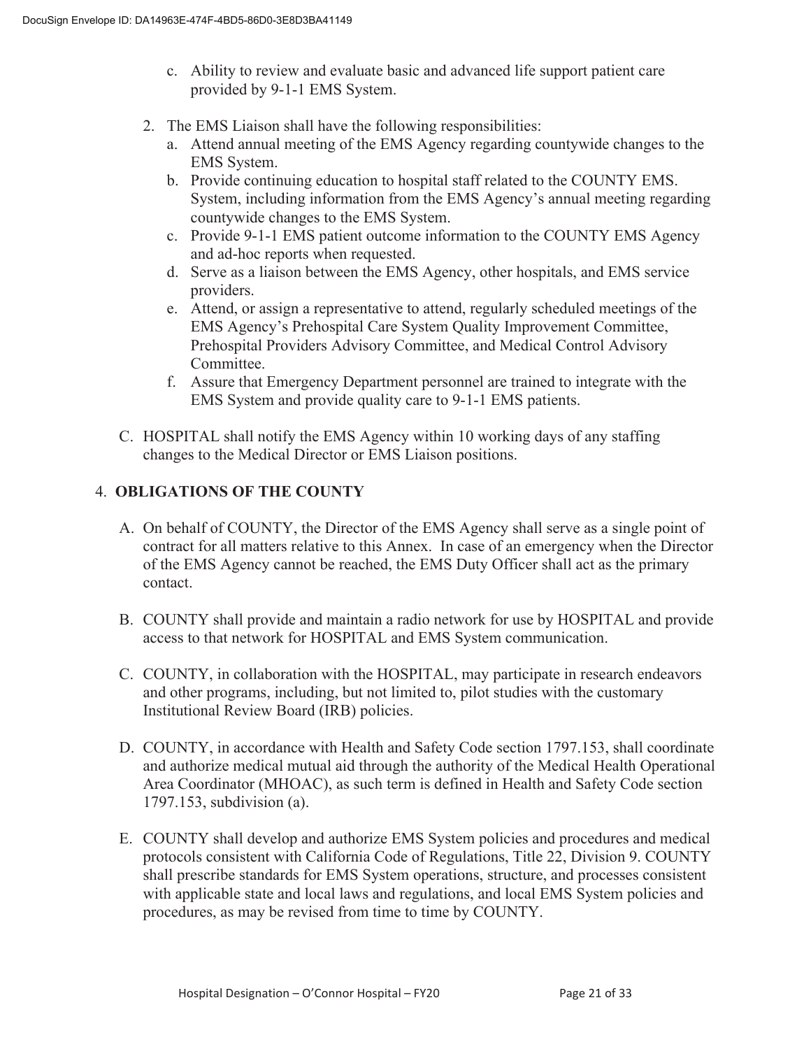c. Ability to review and evaluate basic and advanced life support patient care provided by 9-1-1 EMS System.

2. The EMS Liaison shall have the following responsibilities:
   a. Attend annual meeting of the EMS Agency regarding countywide changes to the EMS System.
   b. Provide continuing education to hospital staff related to the COUNTY EMS. System, including information from the EMS Agency's annual meeting regarding countywide changes to the EMS System.
   c. Provide 9-1-1 EMS patient outcome information to the COUNTY EMS Agency and ad-hoc reports when requested.
   d. Serve as a liaison between the EMS Agency, other hospitals, and EMS service providers.
   e. Attend, or assign a representative to attend, regularly scheduled meetings of the EMS Agency's Prehospital Care System Quality Improvement Committee, Prehospital Providers Advisory Committee, and Medical Control Advisory Committee.
   f. Assure that Emergency Department personnel are trained to integrate with the EMS System and provide quality care to 9-1-1 EMS patients.

C. HOSPITAL shall notify the EMS Agency within 10 working days of any staffing changes to the Medical Director or EMS Liaison positions.

## 4. OBLIGATIONS OF THE COUNTY

A. On behalf of COUNTY, the Director of the EMS Agency shall serve as a single point of contract for all matters relative to this Annex. In case of an emergency when the Director of the EMS Agency cannot be reached, the EMS Duty Officer shall act as the primary contact.

B. COUNTY shall provide and maintain a radio network for use by HOSPITAL and provide access to that network for HOSPITAL and EMS System communication.

C. COUNTY, in collaboration with the HOSPITAL, may participate in research endeavors and other programs, including, but not limited to, pilot studies with the customary Institutional Review Board (IRB) policies.

D. COUNTY, in accordance with Health and Safety Code section 1797.153, shall coordinate and authorize medical mutual aid through the authority of the Medical Health Operational Area Coordinator (MHOAC), as such term is defined in Health and Safety Code section 1797.153, subdivision (a).

E. COUNTY shall develop and authorize EMS System policies and procedures and medical protocols consistent with California Code of Regulations, Title 22, Division 9. COUNTY shall prescribe standards for EMS System operations, structure, and processes consistent with applicable state and local laws and regulations, and local EMS System policies and procedures, as may be revised from time to time by COUNTY.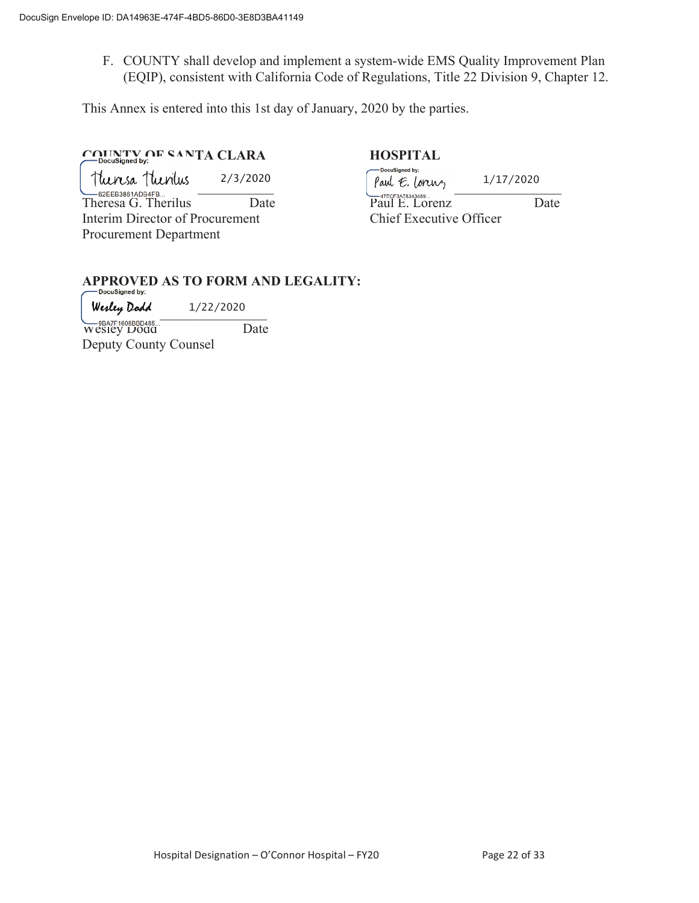F. COUNTY shall develop and implement a system-wide EMS Quality Improvement Plan (EQIP), consistent with California Code of Regulations, Title 22 Division 9, Chapter 12.

This Annex is entered into this 1st day of January, 2020 by the parties.

**COUNTY OF SANTA CLARA**

DocuSigned by: Theresa Therilus 2/3/2020
62EEB3861ADB4FB...
Theresa G. Therilus Date
Interim Director of Procurement
Procurement Department

**HOSPITAL**

DocuSigned by: Paul E. Lorenz 1/17/2020
47ECF3A78343489...
Paul E. Lorenz Date
Chief Executive Officer

**APPROVED AS TO FORM AND LEGALITY:**

DocuSigned by: Wesley Dodd 1/22/2020
9BA7F1608BBD485...
Wesley Dodd Date
Deputy County Counsel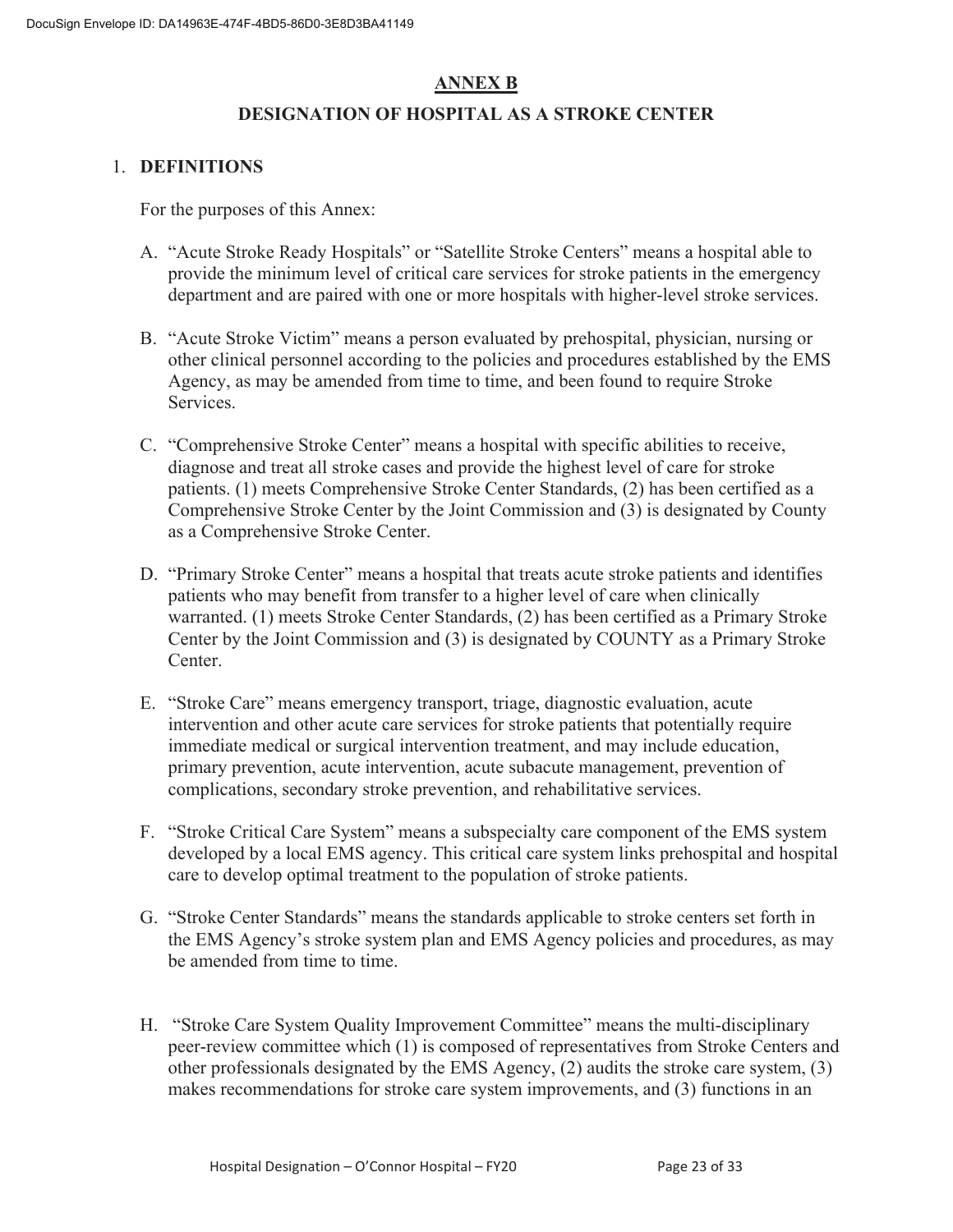## ANNEX B

### DESIGNATION OF HOSPITAL AS A STROKE CENTER

1. **DEFINITIONS**

   For the purposes of this Annex:

   A. "Acute Stroke Ready Hospitals" or "Satellite Stroke Centers" means a hospital able to provide the minimum level of critical care services for stroke patients in the emergency department and are paired with one or more hospitals with higher-level stroke services.

   B. "Acute Stroke Victim" means a person evaluated by prehospital, physician, nursing or other clinical personnel according to the policies and procedures established by the EMS Agency, as may be amended from time to time, and been found to require Stroke Services.

   C. "Comprehensive Stroke Center" means a hospital with specific abilities to receive, diagnose and treat all stroke cases and provide the highest level of care for stroke patients. (1) meets Comprehensive Stroke Center Standards, (2) has been certified as a Comprehensive Stroke Center by the Joint Commission and (3) is designated by County as a Comprehensive Stroke Center.

   D. "Primary Stroke Center" means a hospital that treats acute stroke patients and identifies patients who may benefit from transfer to a higher level of care when clinically warranted. (1) meets Stroke Center Standards, (2) has been certified as a Primary Stroke Center by the Joint Commission and (3) is designated by COUNTY as a Primary Stroke Center.

   E. "Stroke Care" means emergency transport, triage, diagnostic evaluation, acute intervention and other acute care services for stroke patients that potentially require immediate medical or surgical intervention treatment, and may include education, primary prevention, acute intervention, acute subacute management, prevention of complications, secondary stroke prevention, and rehabilitative services.

   F. "Stroke Critical Care System" means a subspecialty care component of the EMS system developed by a local EMS agency. This critical care system links prehospital and hospital care to develop optimal treatment to the population of stroke patients.

   G. "Stroke Center Standards" means the standards applicable to stroke centers set forth in the EMS Agency's stroke system plan and EMS Agency policies and procedures, as may be amended from time to time.

   H. "Stroke Care System Quality Improvement Committee" means the multi-disciplinary peer-review committee which (1) is composed of representatives from Stroke Centers and other professionals designated by the EMS Agency, (2) audits the stroke care system, (3) makes recommendations for stroke care system improvements, and (3) functions in an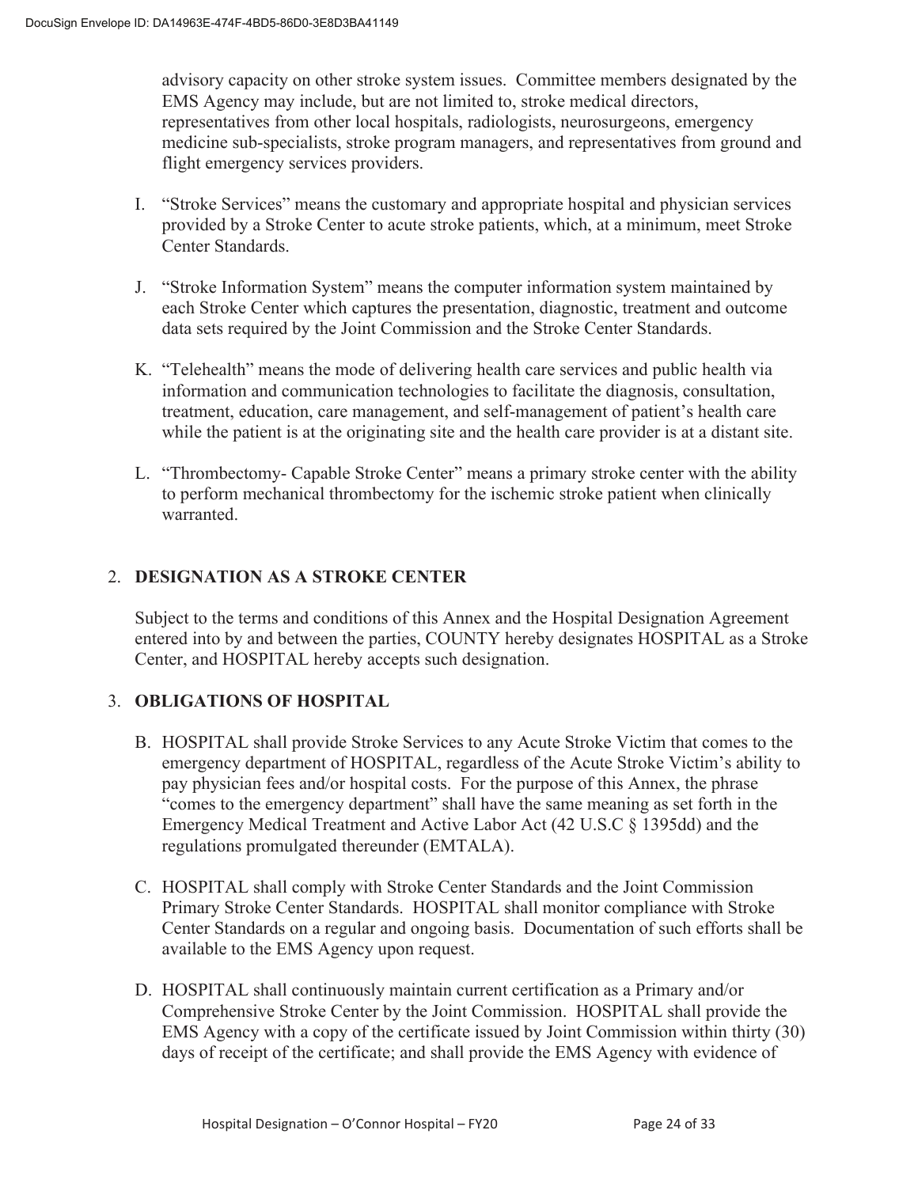advisory capacity on other stroke system issues. Committee members designated by the EMS Agency may include, but are not limited to, stroke medical directors, representatives from other local hospitals, radiologists, neurosurgeons, emergency medicine sub-specialists, stroke program managers, and representatives from ground and flight emergency services providers.

I. "Stroke Services" means the customary and appropriate hospital and physician services provided by a Stroke Center to acute stroke patients, which, at a minimum, meet Stroke Center Standards.

J. "Stroke Information System" means the computer information system maintained by each Stroke Center which captures the presentation, diagnostic, treatment and outcome data sets required by the Joint Commission and the Stroke Center Standards.

K. "Telehealth" means the mode of delivering health care services and public health via information and communication technologies to facilitate the diagnosis, consultation, treatment, education, care management, and self-management of patient's health care while the patient is at the originating site and the health care provider is at a distant site.

L. "Thrombectomy- Capable Stroke Center" means a primary stroke center with the ability to perform mechanical thrombectomy for the ischemic stroke patient when clinically warranted.

## 2. DESIGNATION AS A STROKE CENTER

Subject to the terms and conditions of this Annex and the Hospital Designation Agreement entered into by and between the parties, COUNTY hereby designates HOSPITAL as a Stroke Center, and HOSPITAL hereby accepts such designation.

## 3. OBLIGATIONS OF HOSPITAL

B. HOSPITAL shall provide Stroke Services to any Acute Stroke Victim that comes to the emergency department of HOSPITAL, regardless of the Acute Stroke Victim's ability to pay physician fees and/or hospital costs. For the purpose of this Annex, the phrase "comes to the emergency department" shall have the same meaning as set forth in the Emergency Medical Treatment and Active Labor Act (42 U.S.C § 1395dd) and the regulations promulgated thereunder (EMTALA).

C. HOSPITAL shall comply with Stroke Center Standards and the Joint Commission Primary Stroke Center Standards. HOSPITAL shall monitor compliance with Stroke Center Standards on a regular and ongoing basis. Documentation of such efforts shall be available to the EMS Agency upon request.

D. HOSPITAL shall continuously maintain current certification as a Primary and/or Comprehensive Stroke Center by the Joint Commission. HOSPITAL shall provide the EMS Agency with a copy of the certificate issued by Joint Commission within thirty (30) days of receipt of the certificate; and shall provide the EMS Agency with evidence of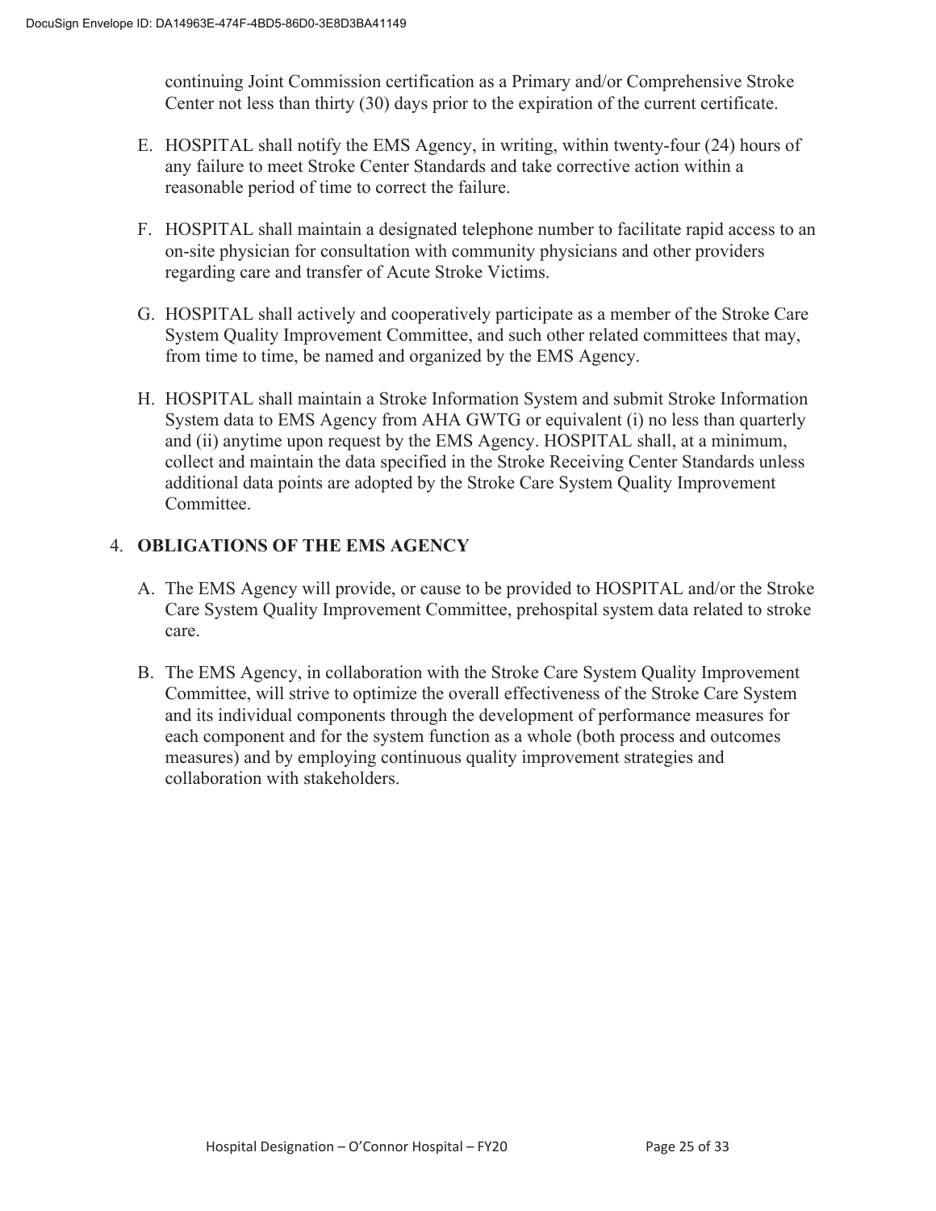continuing Joint Commission certification as a Primary and/or Comprehensive Stroke Center not less than thirty (30) days prior to the expiration of the current certificate.

E. HOSPITAL shall notify the EMS Agency, in writing, within twenty-four (24) hours of any failure to meet Stroke Center Standards and take corrective action within a reasonable period of time to correct the failure.

F. HOSPITAL shall maintain a designated telephone number to facilitate rapid access to an on-site physician for consultation with community physicians and other providers regarding care and transfer of Acute Stroke Victims.

G. HOSPITAL shall actively and cooperatively participate as a member of the Stroke Care System Quality Improvement Committee, and such other related committees that may, from time to time, be named and organized by the EMS Agency.

H. HOSPITAL shall maintain a Stroke Information System and submit Stroke Information System data to EMS Agency from AHA GWTG or equivalent (i) no less than quarterly and (ii) anytime upon request by the EMS Agency. HOSPITAL shall, at a minimum, collect and maintain the data specified in the Stroke Receiving Center Standards unless additional data points are adopted by the Stroke Care System Quality Improvement Committee.

## 4. OBLIGATIONS OF THE EMS AGENCY

A. The EMS Agency will provide, or cause to be provided to HOSPITAL and/or the Stroke Care System Quality Improvement Committee, prehospital system data related to stroke care.

B. The EMS Agency, in collaboration with the Stroke Care System Quality Improvement Committee, will strive to optimize the overall effectiveness of the Stroke Care System and its individual components through the development of performance measures for each component and for the system function as a whole (both process and outcomes measures) and by employing continuous quality improvement strategies and collaboration with stakeholders.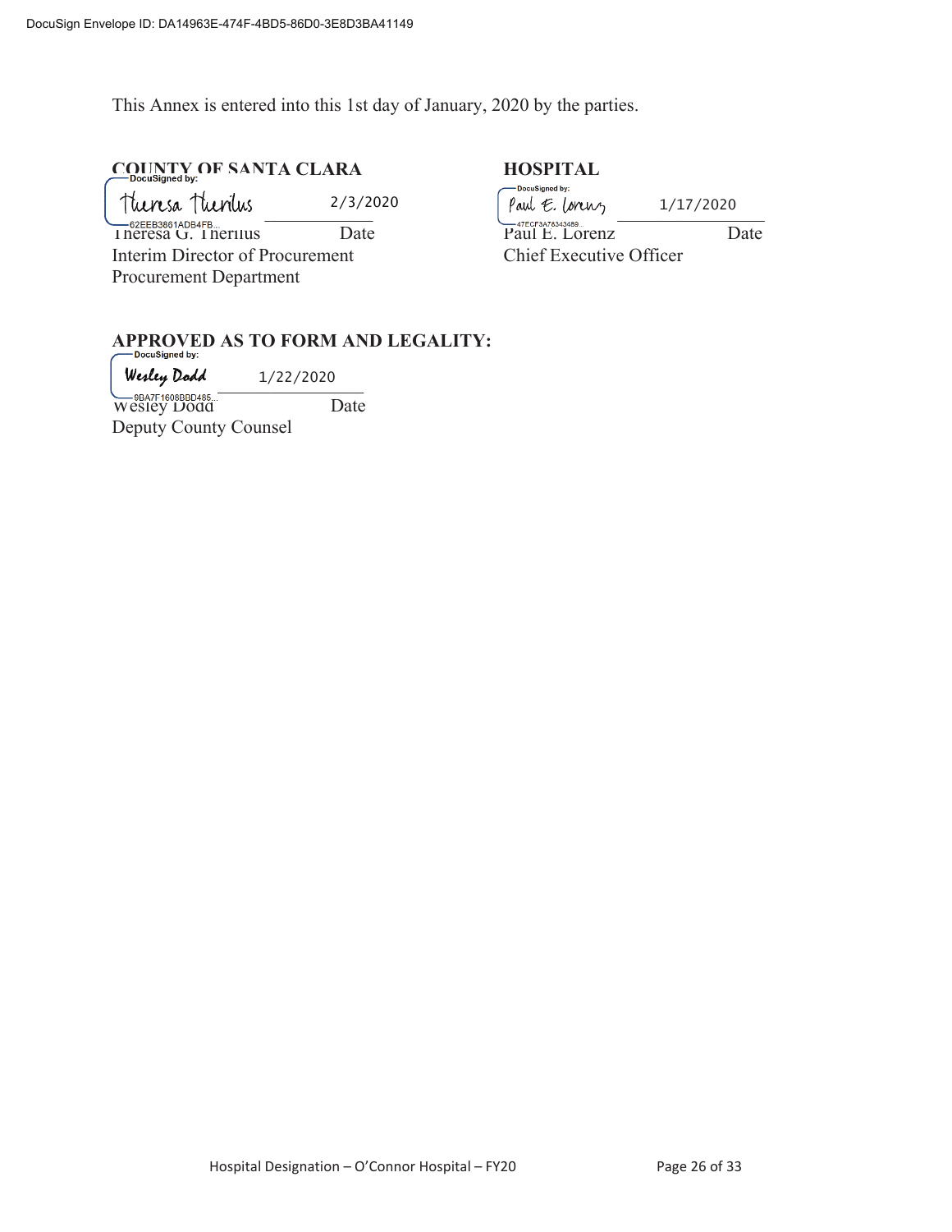This Annex is entered into this 1st day of January, 2020 by the parties.

**COUNTY OF SANTA CLARA**

DocuSigned by: Theresa Therilus — 2/3/2020
62EEB3861ADB4FB...

Theresa G. Therilus — Date
Interim Director of Procurement
Procurement Department

**HOSPITAL**

DocuSigned by: Paul E. Lorenz — 1/17/2020
47ECF3A78343489...

Paul E. Lorenz — Date
Chief Executive Officer

**APPROVED AS TO FORM AND LEGALITY:**

DocuSigned by: Wesley Dodd — 1/22/2020
9BA7F1608BBD485...

Wesley Dodd — Date
Deputy County Counsel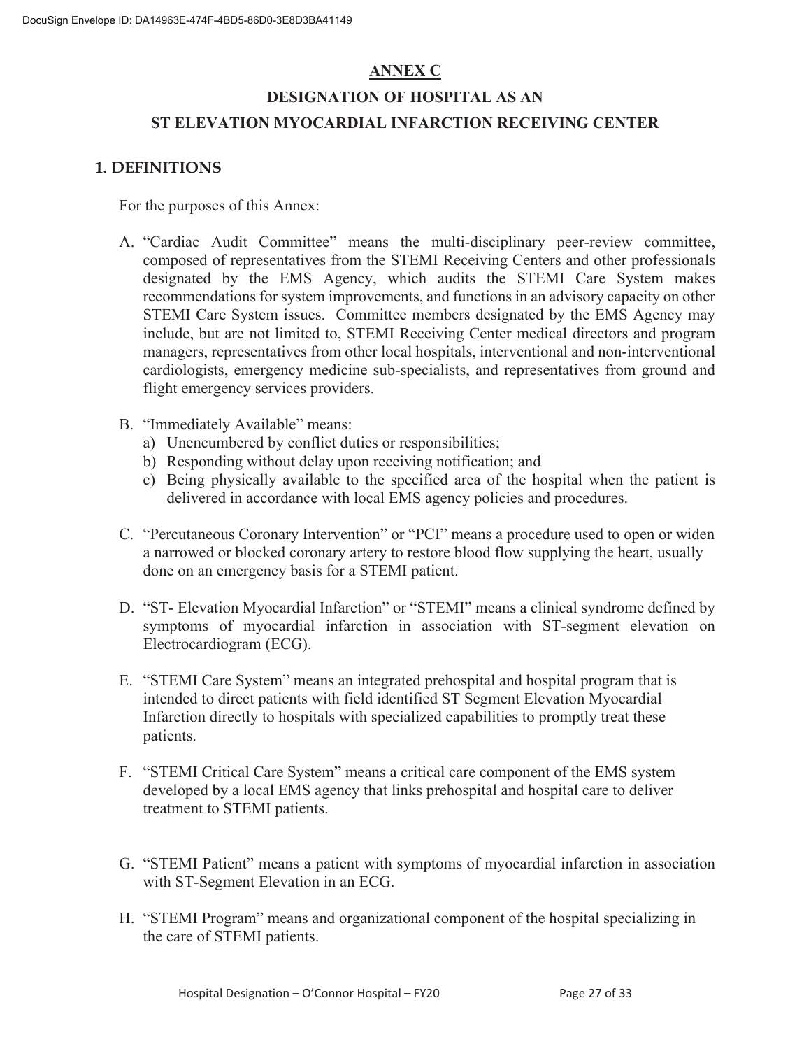## ANNEX C

## DESIGNATION OF HOSPITAL AS AN ST ELEVATION MYOCARDIAL INFARCTION RECEIVING CENTER

### 1. DEFINITIONS

For the purposes of this Annex:

A. "Cardiac Audit Committee" means the multi-disciplinary peer-review committee, composed of representatives from the STEMI Receiving Centers and other professionals designated by the EMS Agency, which audits the STEMI Care System makes recommendations for system improvements, and functions in an advisory capacity on other STEMI Care System issues. Committee members designated by the EMS Agency may include, but are not limited to, STEMI Receiving Center medical directors and program managers, representatives from other local hospitals, interventional and non-interventional cardiologists, emergency medicine sub-specialists, and representatives from ground and flight emergency services providers.

B. "Immediately Available" means:
   a) Unencumbered by conflict duties or responsibilities;
   b) Responding without delay upon receiving notification; and
   c) Being physically available to the specified area of the hospital when the patient is delivered in accordance with local EMS agency policies and procedures.

C. "Percutaneous Coronary Intervention" or "PCI" means a procedure used to open or widen a narrowed or blocked coronary artery to restore blood flow supplying the heart, usually done on an emergency basis for a STEMI patient.

D. "ST- Elevation Myocardial Infarction" or "STEMI" means a clinical syndrome defined by symptoms of myocardial infarction in association with ST-segment elevation on Electrocardiogram (ECG).

E. "STEMI Care System" means an integrated prehospital and hospital program that is intended to direct patients with field identified ST Segment Elevation Myocardial Infarction directly to hospitals with specialized capabilities to promptly treat these patients.

F. "STEMI Critical Care System" means a critical care component of the EMS system developed by a local EMS agency that links prehospital and hospital care to deliver treatment to STEMI patients.

G. "STEMI Patient" means a patient with symptoms of myocardial infarction in association with ST-Segment Elevation in an ECG.

H. "STEMI Program" means and organizational component of the hospital specializing in the care of STEMI patients.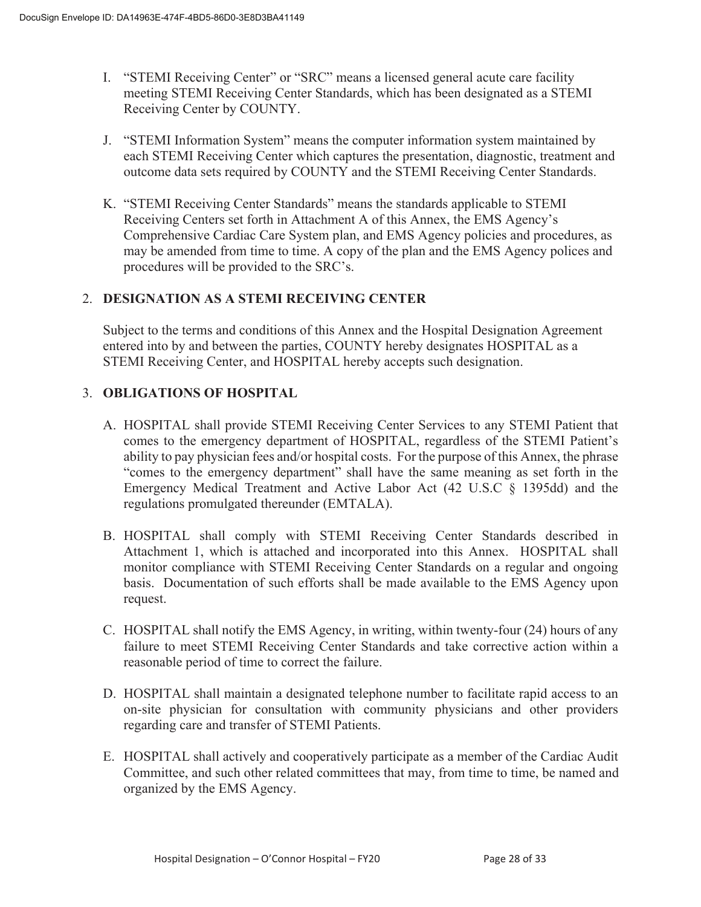I. "STEMI Receiving Center" or "SRC" means a licensed general acute care facility meeting STEMI Receiving Center Standards, which has been designated as a STEMI Receiving Center by COUNTY.

J. "STEMI Information System" means the computer information system maintained by each STEMI Receiving Center which captures the presentation, diagnostic, treatment and outcome data sets required by COUNTY and the STEMI Receiving Center Standards.

K. "STEMI Receiving Center Standards" means the standards applicable to STEMI Receiving Centers set forth in Attachment A of this Annex, the EMS Agency's Comprehensive Cardiac Care System plan, and EMS Agency policies and procedures, as may be amended from time to time. A copy of the plan and the EMS Agency polices and procedures will be provided to the SRC's.

## 2. DESIGNATION AS A STEMI RECEIVING CENTER

Subject to the terms and conditions of this Annex and the Hospital Designation Agreement entered into by and between the parties, COUNTY hereby designates HOSPITAL as a STEMI Receiving Center, and HOSPITAL hereby accepts such designation.

## 3. OBLIGATIONS OF HOSPITAL

A. HOSPITAL shall provide STEMI Receiving Center Services to any STEMI Patient that comes to the emergency department of HOSPITAL, regardless of the STEMI Patient's ability to pay physician fees and/or hospital costs. For the purpose of this Annex, the phrase "comes to the emergency department" shall have the same meaning as set forth in the Emergency Medical Treatment and Active Labor Act (42 U.S.C § 1395dd) and the regulations promulgated thereunder (EMTALA).

B. HOSPITAL shall comply with STEMI Receiving Center Standards described in Attachment 1, which is attached and incorporated into this Annex. HOSPITAL shall monitor compliance with STEMI Receiving Center Standards on a regular and ongoing basis. Documentation of such efforts shall be made available to the EMS Agency upon request.

C. HOSPITAL shall notify the EMS Agency, in writing, within twenty-four (24) hours of any failure to meet STEMI Receiving Center Standards and take corrective action within a reasonable period of time to correct the failure.

D. HOSPITAL shall maintain a designated telephone number to facilitate rapid access to an on-site physician for consultation with community physicians and other providers regarding care and transfer of STEMI Patients.

E. HOSPITAL shall actively and cooperatively participate as a member of the Cardiac Audit Committee, and such other related committees that may, from time to time, be named and organized by the EMS Agency.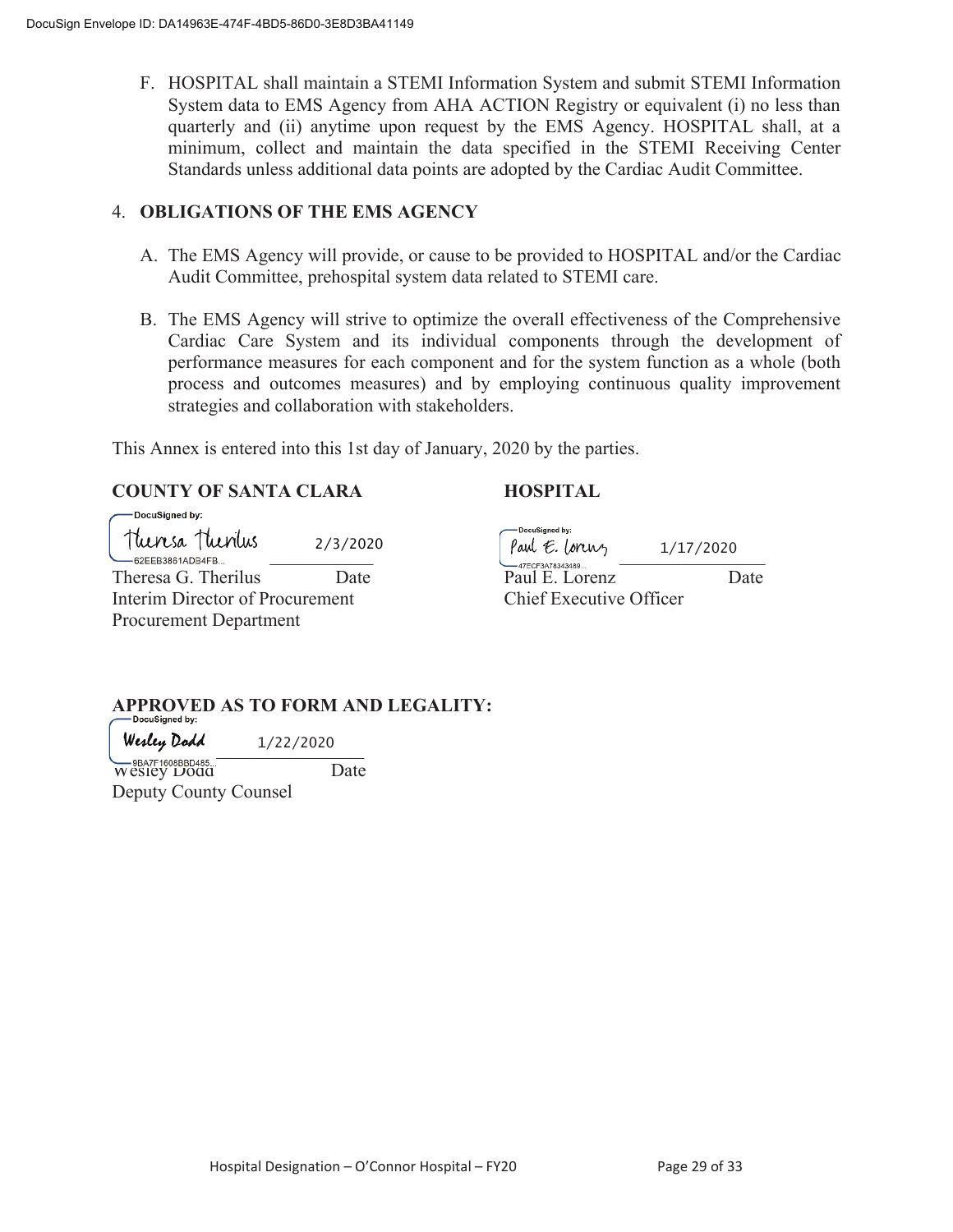F. HOSPITAL shall maintain a STEMI Information System and submit STEMI Information System data to EMS Agency from AHA ACTION Registry or equivalent (i) no less than quarterly and (ii) anytime upon request by the EMS Agency. HOSPITAL shall, at a minimum, collect and maintain the data specified in the STEMI Receiving Center Standards unless additional data points are adopted by the Cardiac Audit Committee.

## 4. OBLIGATIONS OF THE EMS AGENCY

A. The EMS Agency will provide, or cause to be provided to HOSPITAL and/or the Cardiac Audit Committee, prehospital system data related to STEMI care.

B. The EMS Agency will strive to optimize the overall effectiveness of the Comprehensive Cardiac Care System and its individual components through the development of performance measures for each component and for the system function as a whole (both process and outcomes measures) and by employing continuous quality improvement strategies and collaboration with stakeholders.

This Annex is entered into this 1st day of January, 2020 by the parties.

**COUNTY OF SANTA CLARA**

DocuSigned by: Theresa Therilus 2/3/2020
62EEB3861ADB4FB...

Theresa G. Therilus Date
Interim Director of Procurement
Procurement Department

**HOSPITAL**

DocuSigned by: Paul E. Lorenz 1/17/2020
47ECF3A78343489...

Paul E. Lorenz Date
Chief Executive Officer

**APPROVED AS TO FORM AND LEGALITY:**

DocuSigned by: Wesley Dodd 1/22/2020
9BA7F1608BBD485...

Wesley Dodd Date
Deputy County Counsel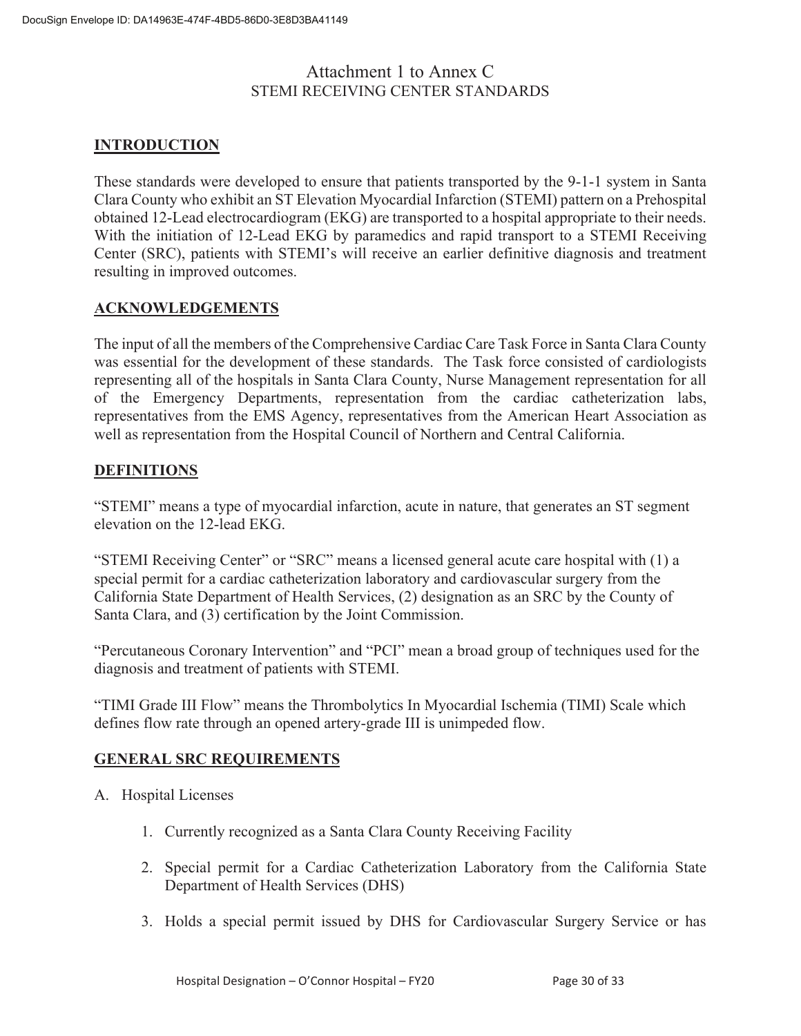# Attachment 1 to Annex C

## STEMI RECEIVING CENTER STANDARDS

### INTRODUCTION

These standards were developed to ensure that patients transported by the 9-1-1 system in Santa Clara County who exhibit an ST Elevation Myocardial Infarction (STEMI) pattern on a Prehospital obtained 12-Lead electrocardiogram (EKG) are transported to a hospital appropriate to their needs. With the initiation of 12-Lead EKG by paramedics and rapid transport to a STEMI Receiving Center (SRC), patients with STEMI's will receive an earlier definitive diagnosis and treatment resulting in improved outcomes.

### ACKNOWLEDGEMENTS

The input of all the members of the Comprehensive Cardiac Care Task Force in Santa Clara County was essential for the development of these standards. The Task force consisted of cardiologists representing all of the hospitals in Santa Clara County, Nurse Management representation for all of the Emergency Departments, representation from the cardiac catheterization labs, representatives from the EMS Agency, representatives from the American Heart Association as well as representation from the Hospital Council of Northern and Central California.

### DEFINITIONS

"STEMI" means a type of myocardial infarction, acute in nature, that generates an ST segment elevation on the 12-lead EKG.

"STEMI Receiving Center" or "SRC" means a licensed general acute care hospital with (1) a special permit for a cardiac catheterization laboratory and cardiovascular surgery from the California State Department of Health Services, (2) designation as an SRC by the County of Santa Clara, and (3) certification by the Joint Commission.

"Percutaneous Coronary Intervention" and "PCI" mean a broad group of techniques used for the diagnosis and treatment of patients with STEMI.

"TIMI Grade III Flow" means the Thrombolytics In Myocardial Ischemia (TIMI) Scale which defines flow rate through an opened artery-grade III is unimpeded flow.

### GENERAL SRC REQUIREMENTS

A. Hospital Licenses

1. Currently recognized as a Santa Clara County Receiving Facility
2. Special permit for a Cardiac Catheterization Laboratory from the California State Department of Health Services (DHS)
3. Holds a special permit issued by DHS for Cardiovascular Surgery Service or has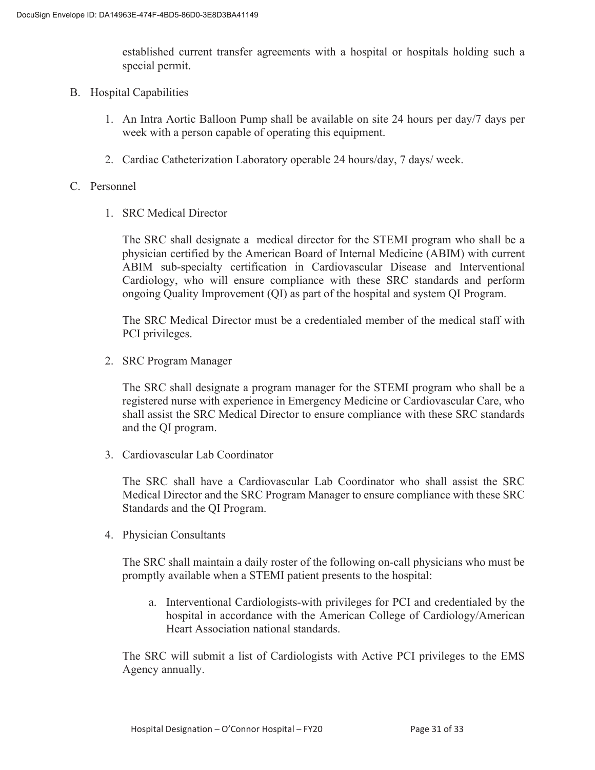established current transfer agreements with a hospital or hospitals holding such a special permit.

B. Hospital Capabilities

1. An Intra Aortic Balloon Pump shall be available on site 24 hours per day/7 days per week with a person capable of operating this equipment.

2. Cardiac Catheterization Laboratory operable 24 hours/day, 7 days/ week.

C. Personnel

1. SRC Medical Director

   The SRC shall designate a medical director for the STEMI program who shall be a physician certified by the American Board of Internal Medicine (ABIM) with current ABIM sub-specialty certification in Cardiovascular Disease and Interventional Cardiology, who will ensure compliance with these SRC standards and perform ongoing Quality Improvement (QI) as part of the hospital and system QI Program.

   The SRC Medical Director must be a credentialed member of the medical staff with PCI privileges.

2. SRC Program Manager

   The SRC shall designate a program manager for the STEMI program who shall be a registered nurse with experience in Emergency Medicine or Cardiovascular Care, who shall assist the SRC Medical Director to ensure compliance with these SRC standards and the QI program.

3. Cardiovascular Lab Coordinator

   The SRC shall have a Cardiovascular Lab Coordinator who shall assist the SRC Medical Director and the SRC Program Manager to ensure compliance with these SRC Standards and the QI Program.

4. Physician Consultants

   The SRC shall maintain a daily roster of the following on-call physicians who must be promptly available when a STEMI patient presents to the hospital:

   a. Interventional Cardiologists-with privileges for PCI and credentialed by the hospital in accordance with the American College of Cardiology/American Heart Association national standards.

   The SRC will submit a list of Cardiologists with Active PCI privileges to the EMS Agency annually.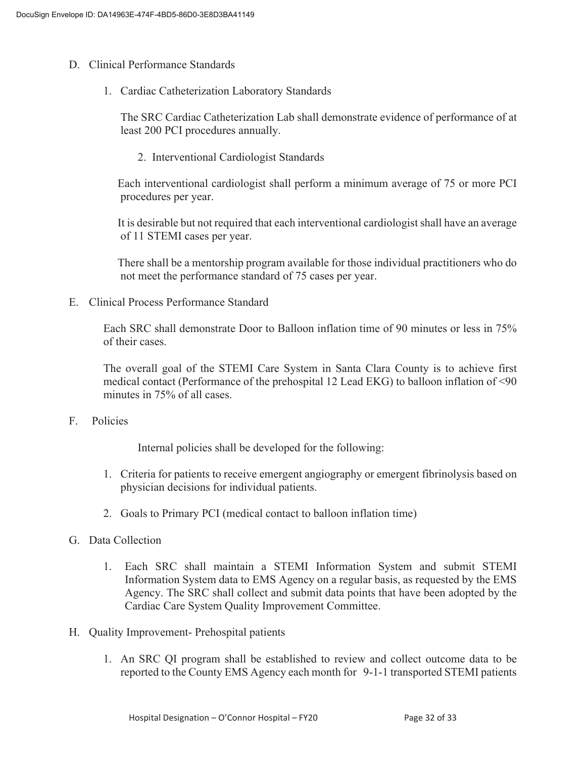D. Clinical Performance Standards

1. Cardiac Catheterization Laboratory Standards

   The SRC Cardiac Catheterization Lab shall demonstrate evidence of performance of at least 200 PCI procedures annually.

2. Interventional Cardiologist Standards

   Each interventional cardiologist shall perform a minimum average of 75 or more PCI procedures per year.

   It is desirable but not required that each interventional cardiologist shall have an average of 11 STEMI cases per year.

   There shall be a mentorship program available for those individual practitioners who do not meet the performance standard of 75 cases per year.

E. Clinical Process Performance Standard

Each SRC shall demonstrate Door to Balloon inflation time of 90 minutes or less in 75% of their cases.

The overall goal of the STEMI Care System in Santa Clara County is to achieve first medical contact (Performance of the prehospital 12 Lead EKG) to balloon inflation of <90 minutes in 75% of all cases.

F. Policies

Internal policies shall be developed for the following:

1. Criteria for patients to receive emergent angiography or emergent fibrinolysis based on physician decisions for individual patients.
2. Goals to Primary PCI (medical contact to balloon inflation time)

G. Data Collection

1. Each SRC shall maintain a STEMI Information System and submit STEMI Information System data to EMS Agency on a regular basis, as requested by the EMS Agency. The SRC shall collect and submit data points that have been adopted by the Cardiac Care System Quality Improvement Committee.

H. Quality Improvement- Prehospital patients

1. An SRC QI program shall be established to review and collect outcome data to be reported to the County EMS Agency each month for 9-1-1 transported STEMI patients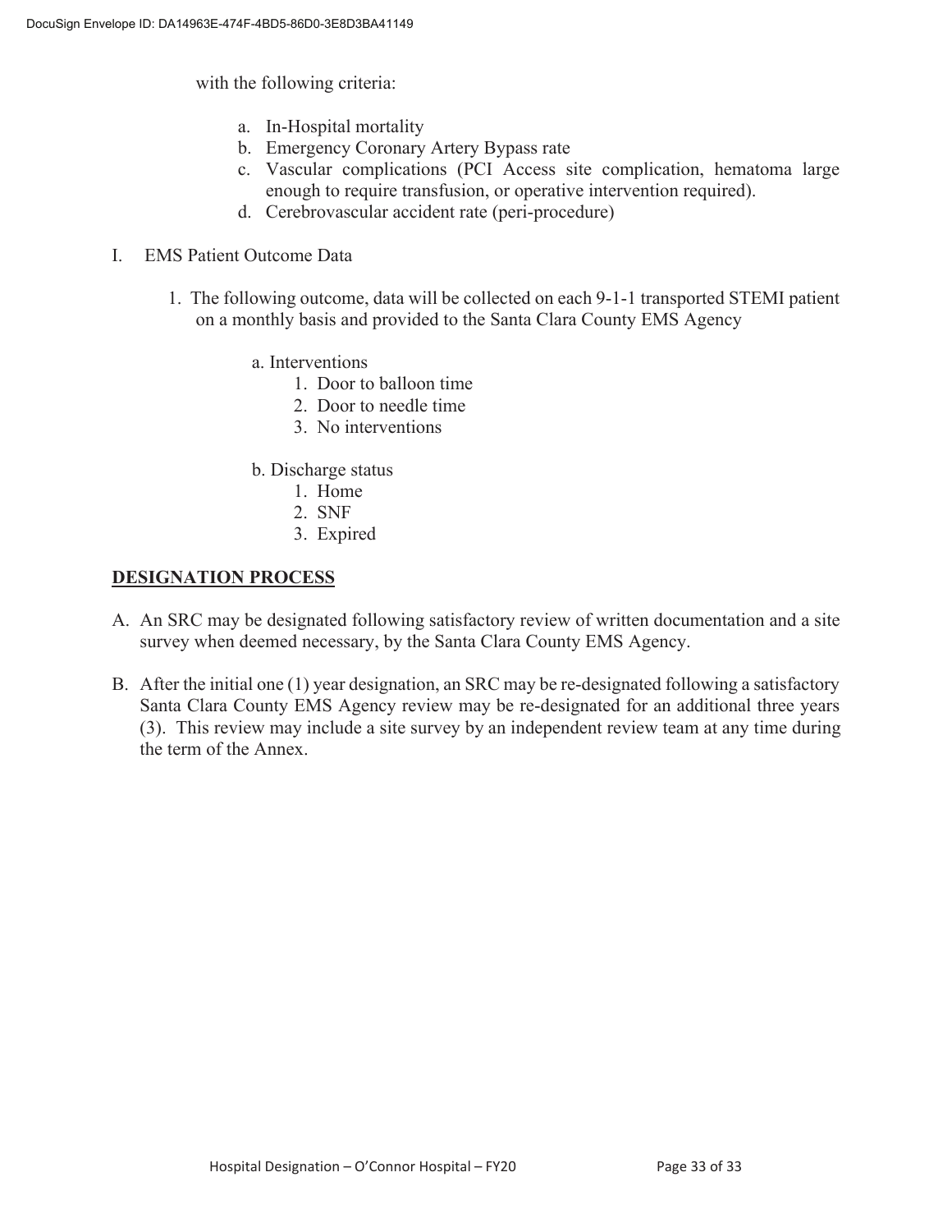with the following criteria:

a. In-Hospital mortality
b. Emergency Coronary Artery Bypass rate
c. Vascular complications (PCI Access site complication, hematoma large enough to require transfusion, or operative intervention required).
d. Cerebrovascular accident rate (peri-procedure)

I. EMS Patient Outcome Data

1. The following outcome, data will be collected on each 9-1-1 transported STEMI patient on a monthly basis and provided to the Santa Clara County EMS Agency

   a. Interventions
      1. Door to balloon time
      2. Door to needle time
      3. No interventions

   b. Discharge status
      1. Home
      2. SNF
      3. Expired

## DESIGNATION PROCESS

A. An SRC may be designated following satisfactory review of written documentation and a site survey when deemed necessary, by the Santa Clara County EMS Agency.

B. After the initial one (1) year designation, an SRC may be re-designated following a satisfactory Santa Clara County EMS Agency review may be re-designated for an additional three years (3). This review may include a site survey by an independent review team at any time during the term of the Annex.